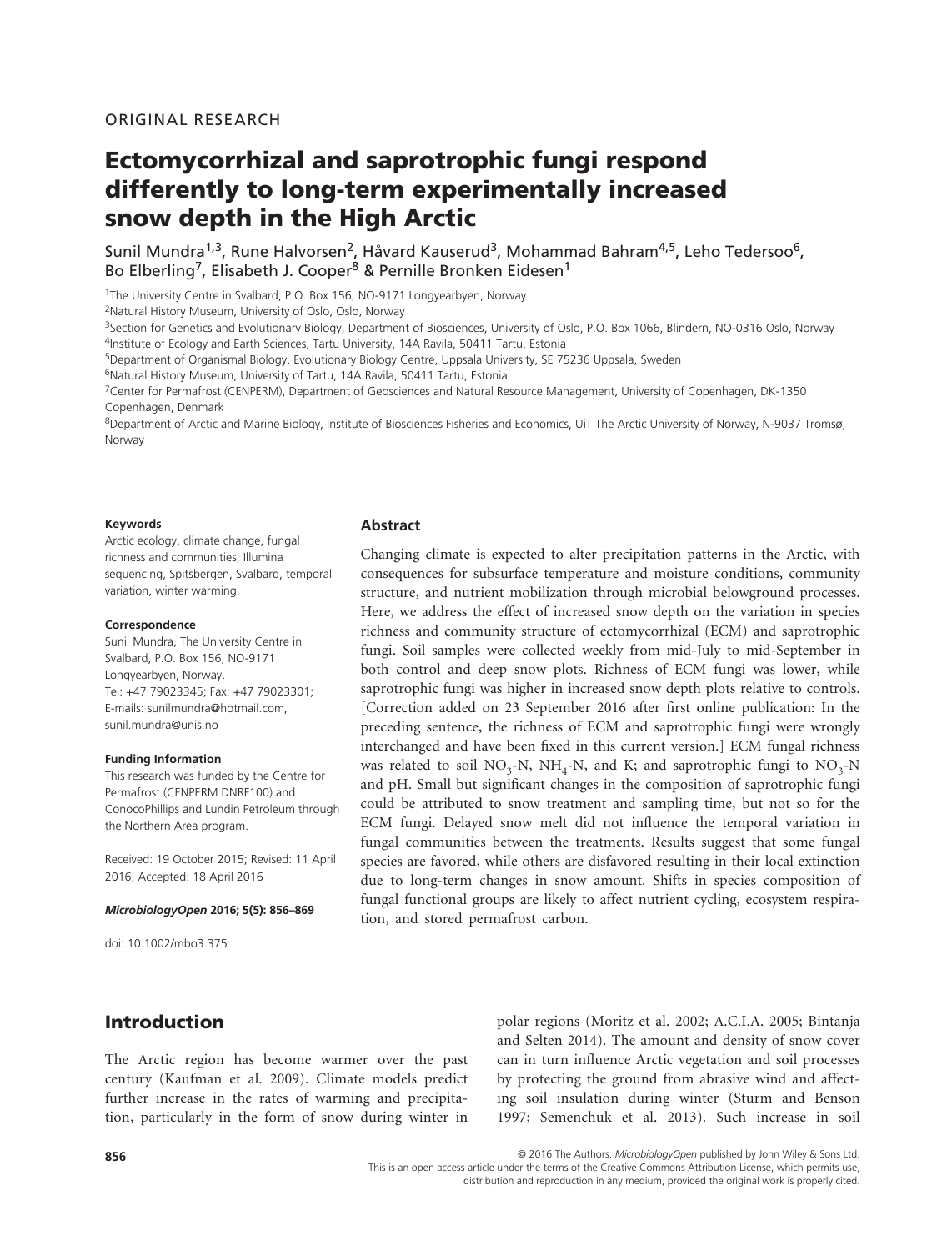ORIGINAL RESEARCH

# Ectomycorrhizal and saprotrophic fungi respond differently to long-term experimentally increased snow depth in the High Arctic

Sunil Mundra[1,3], Rune Halvorsen[2], Håvard Kauserud[3], Mohammad Bahram[4,5], Leho Tedersoo[6], Bo Elberling[7], Elisabeth J. Cooper[8] & Pernille Bronken Eidesen[1]

[1]The University Centre in Svalbard, P.O. Box 156, NO-9171 Longyearbyen, Norway

[2]Natural History Museum, University of Oslo, Oslo, Norway

[3]Section for Genetics and Evolutionary Biology, Department of Biosciences, University of Oslo, P.O. Box 1066, Blindern, NO-0316 Oslo, Norway

[4]Institute of Ecology and Earth Sciences, Tartu University, 14A Ravila, 50411 Tartu, Estonia

[5]Department of Organismal Biology, Evolutionary Biology Centre, Uppsala University, SE 75236 Uppsala, Sweden

[6]Natural History Museum, University of Tartu, 14A Ravila, 50411 Tartu, Estonia

[7]Center for Permafrost (CENPERM), Department of Geosciences and Natural Resource Management, University of Copenhagen, DK-1350 Copenhagen, Denmark

[8]Department of Arctic and Marine Biology, Institute of Biosciences Fisheries and Economics, UiT The Arctic University of Norway, N-9037 Tromsø, Norway

**Keywords**

Arctic ecology, climate change, fungal richness and communities, Illumina sequencing, Spitsbergen, Svalbard, temporal variation, winter warming.

**Correspondence**

Sunil Mundra, The University Centre in Svalbard, P.O. Box 156, NO-9171 Longyearbyen, Norway.
Tel: +47 79023345; Fax: +47 79023301;
E-mails: sunilmundra@hotmail.com, sunil.mundra@unis.no

**Funding Information**

This research was funded by the Centre for Permafrost (CENPERM DNRF100) and ConocoPhillips and Lundin Petroleum through the Northern Area program.

Received: 19 October 2015; Revised: 11 April 2016; Accepted: 18 April 2016

*MicrobiologyOpen* 2016; 5(5): 856–869

doi: 10.1002/mbo3.375

## Abstract

Changing climate is expected to alter precipitation patterns in the Arctic, with consequences for subsurface temperature and moisture conditions, community structure, and nutrient mobilization through microbial belowground processes. Here, we address the effect of increased snow depth on the variation in species richness and community structure of ectomycorrhizal (ECM) and saprotrophic fungi. Soil samples were collected weekly from mid-July to mid-September in both control and deep snow plots. Richness of ECM fungi was lower, while saprotrophic fungi was higher in increased snow depth plots relative to controls. [Correction added on 23 September 2016 after first online publication: In the preceding sentence, the richness of ECM and saprotrophic fungi were wrongly interchanged and have been fixed in this current version.] ECM fungal richness was related to soil $NO_3$-N, $NH_4$-N, and K; and saprotrophic fungi to $NO_3$-N and pH. Small but significant changes in the composition of saprotrophic fungi could be attributed to snow treatment and sampling time, but not so for the ECM fungi. Delayed snow melt did not influence the temporal variation in fungal communities between the treatments. Results suggest that some fungal species are favored, while others are disfavored resulting in their local extinction due to long-term changes in snow amount. Shifts in species composition of fungal functional groups are likely to affect nutrient cycling, ecosystem respiration, and stored permafrost carbon.

## Introduction

The Arctic region has become warmer over the past century (Kaufman et al. 2009). Climate models predict further increase in the rates of warming and precipitation, particularly in the form of snow during winter in polar regions (Moritz et al. 2002; A.C.I.A. 2005; Bintanja and Selten 2014). The amount and density of snow cover can in turn influence Arctic vegetation and soil processes by protecting the ground from abrasive wind and affecting soil insulation during winter (Sturm and Benson 1997; Semenchuk et al. 2013). Such increase in soil

© 2016 The Authors. *MicrobiologyOpen* published by John Wiley & Sons Ltd.
This is an open access article under the terms of the Creative Commons Attribution License, which permits use, distribution and reproduction in any medium, provided the original work is properly cited.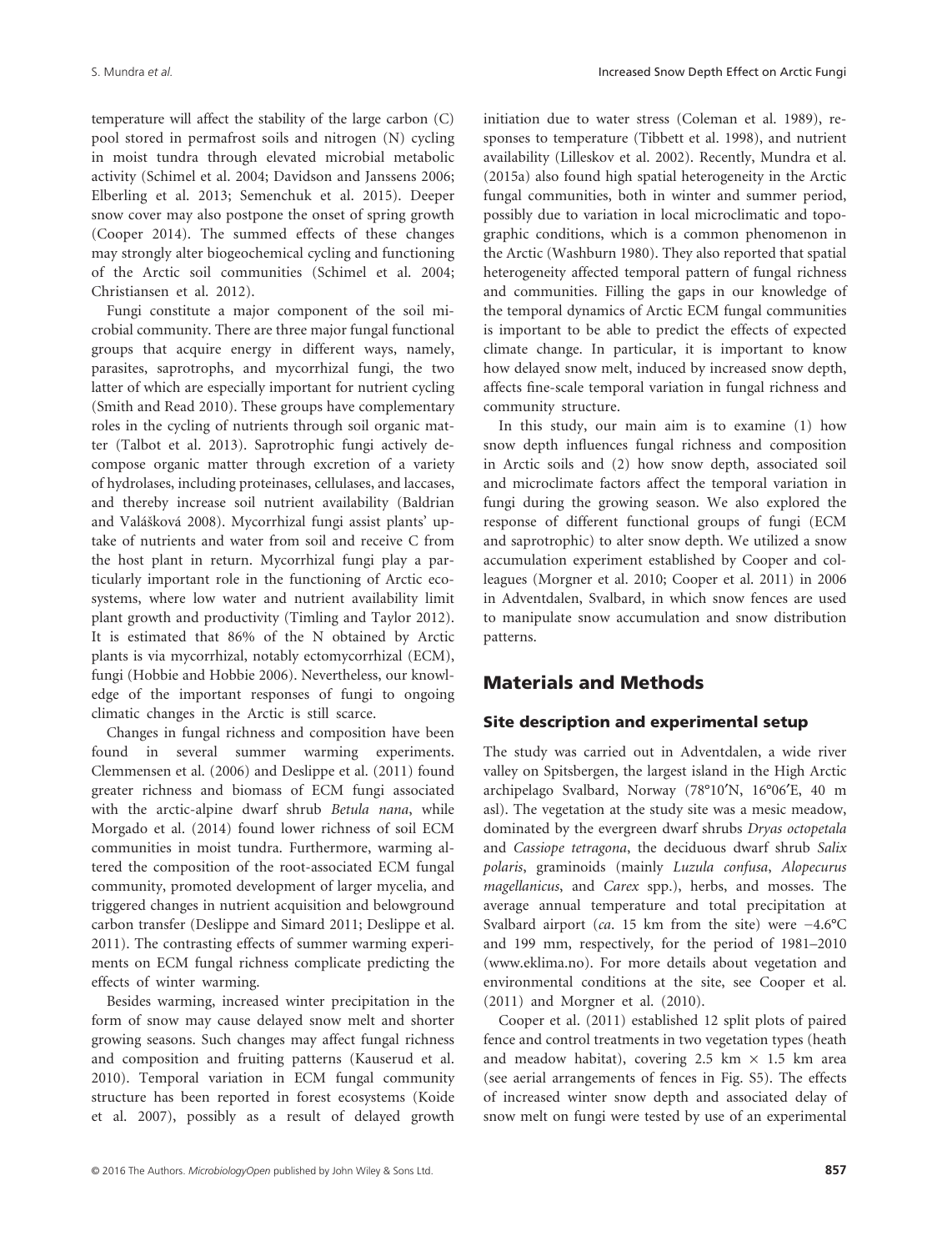temperature will affect the stability of the large carbon (C) pool stored in permafrost soils and nitrogen (N) cycling in moist tundra through elevated microbial metabolic activity (Schimel et al. 2004; Davidson and Janssens 2006; Elberling et al. 2013; Semenchuk et al. 2015). Deeper snow cover may also postpone the onset of spring growth (Cooper 2014). The summed effects of these changes may strongly alter biogeochemical cycling and functioning of the Arctic soil communities (Schimel et al. 2004; Christiansen et al. 2012).

Fungi constitute a major component of the soil microbial community. There are three major fungal functional groups that acquire energy in different ways, namely, parasites, saprotrophs, and mycorrhizal fungi, the two latter of which are especially important for nutrient cycling (Smith and Read 2010). These groups have complementary roles in the cycling of nutrients through soil organic matter (Talbot et al. 2013). Saprotrophic fungi actively decompose organic matter through excretion of a variety of hydrolases, including proteinases, cellulases, and laccases, and thereby increase soil nutrient availability (Baldrian and Valášková 2008). Mycorrhizal fungi assist plants' uptake of nutrients and water from soil and receive C from the host plant in return. Mycorrhizal fungi play a particularly important role in the functioning of Arctic ecosystems, where low water and nutrient availability limit plant growth and productivity (Timling and Taylor 2012). It is estimated that 86% of the N obtained by Arctic plants is via mycorrhizal, notably ectomycorrhizal (ECM), fungi (Hobbie and Hobbie 2006). Nevertheless, our knowledge of the important responses of fungi to ongoing climatic changes in the Arctic is still scarce.

Changes in fungal richness and composition have been found in several summer warming experiments. Clemmensen et al. (2006) and Deslippe et al. (2011) found greater richness and biomass of ECM fungi associated with the arctic-alpine dwarf shrub *Betula nana*, while Morgado et al. (2014) found lower richness of soil ECM communities in moist tundra. Furthermore, warming altered the composition of the root-associated ECM fungal community, promoted development of larger mycelia, and triggered changes in nutrient acquisition and belowground carbon transfer (Deslippe and Simard 2011; Deslippe et al. 2011). The contrasting effects of summer warming experiments on ECM fungal richness complicate predicting the effects of winter warming.

Besides warming, increased winter precipitation in the form of snow may cause delayed snow melt and shorter growing seasons. Such changes may affect fungal richness and composition and fruiting patterns (Kauserud et al. 2010). Temporal variation in ECM fungal community structure has been reported in forest ecosystems (Koide et al. 2007), possibly as a result of delayed growth initiation due to water stress (Coleman et al. 1989), responses to temperature (Tibbett et al. 1998), and nutrient availability (Lilleskov et al. 2002). Recently, Mundra et al. (2015a) also found high spatial heterogeneity in the Arctic fungal communities, both in winter and summer period, possibly due to variation in local microclimatic and topographic conditions, which is a common phenomenon in the Arctic (Washburn 1980). They also reported that spatial heterogeneity affected temporal pattern of fungal richness and communities. Filling the gaps in our knowledge of the temporal dynamics of Arctic ECM fungal communities is important to be able to predict the effects of expected climate change. In particular, it is important to know how delayed snow melt, induced by increased snow depth, affects fine-scale temporal variation in fungal richness and community structure.

In this study, our main aim is to examine (1) how snow depth influences fungal richness and composition in Arctic soils and (2) how snow depth, associated soil and microclimate factors affect the temporal variation in fungi during the growing season. We also explored the response of different functional groups of fungi (ECM and saprotrophic) to alter snow depth. We utilized a snow accumulation experiment established by Cooper and colleagues (Morgner et al. 2010; Cooper et al. 2011) in 2006 in Adventdalen, Svalbard, in which snow fences are used to manipulate snow accumulation and snow distribution patterns.

## Materials and Methods

### Site description and experimental setup

The study was carried out in Adventdalen, a wide river valley on Spitsbergen, the largest island in the High Arctic archipelago Svalbard, Norway (78°10′N, 16°06′E, 40 m asl). The vegetation at the study site was a mesic meadow, dominated by the evergreen dwarf shrubs *Dryas octopetala* and *Cassiope tetragona*, the deciduous dwarf shrub *Salix polaris*, graminoids (mainly *Luzula confusa*, *Alopecurus magellanicus*, and *Carex* spp.), herbs, and mosses. The average annual temperature and total precipitation at Svalbard airport (*ca.* 15 km from the site) were −4.6°C and 199 mm, respectively, for the period of 1981–2010 (www.eklima.no). For more details about vegetation and environmental conditions at the site, see Cooper et al. (2011) and Morgner et al. (2010).

Cooper et al. (2011) established 12 split plots of paired fence and control treatments in two vegetation types (heath and meadow habitat), covering 2.5 km × 1.5 km area (see aerial arrangements of fences in Fig. S5). The effects of increased winter snow depth and associated delay of snow melt on fungi were tested by use of an experimental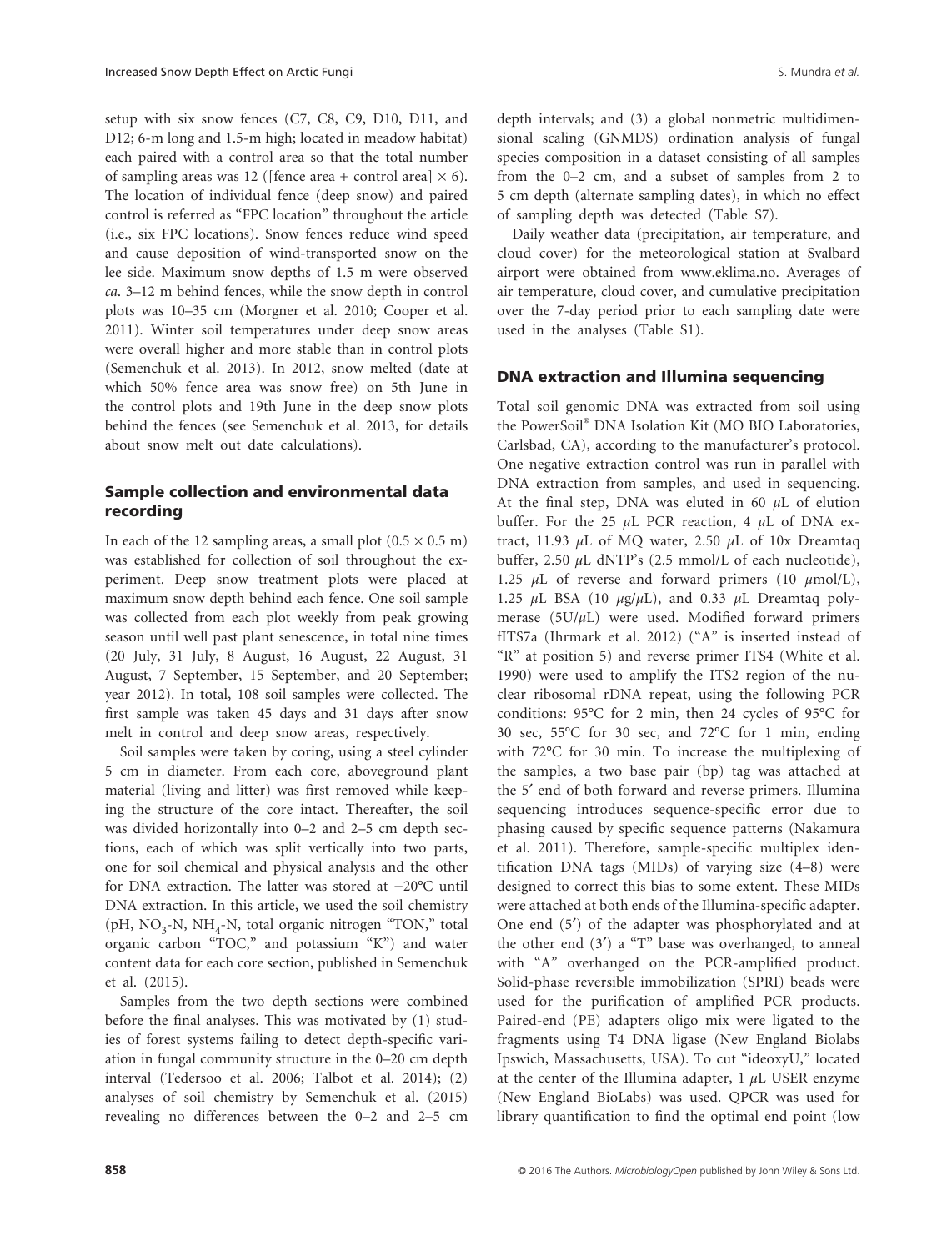setup with six snow fences (C7, C8, C9, D10, D11, and D12; 6-m long and 1.5-m high; located in meadow habitat) each paired with a control area so that the total number of sampling areas was 12 ([fence area + control area] × 6). The location of individual fence (deep snow) and paired control is referred as "FPC location" throughout the article (i.e., six FPC locations). Snow fences reduce wind speed and cause deposition of wind-transported snow on the lee side. Maximum snow depths of 1.5 m were observed *ca.* 3–12 m behind fences, while the snow depth in control plots was 10–35 cm (Morgner et al. 2010; Cooper et al. 2011). Winter soil temperatures under deep snow areas were overall higher and more stable than in control plots (Semenchuk et al. 2013). In 2012, snow melted (date at which 50% fence area was snow free) on 5th June in the control plots and 19th June in the deep snow plots behind the fences (see Semenchuk et al. 2013, for details about snow melt out date calculations).

## Sample collection and environmental data recording

In each of the 12 sampling areas, a small plot (0.5 × 0.5 m) was established for collection of soil throughout the experiment. Deep snow treatment plots were placed at maximum snow depth behind each fence. One soil sample was collected from each plot weekly from peak growing season until well past plant senescence, in total nine times (20 July, 31 July, 8 August, 16 August, 22 August, 31 August, 7 September, 15 September, and 20 September; year 2012). In total, 108 soil samples were collected. The first sample was taken 45 days and 31 days after snow melt in control and deep snow areas, respectively.

Soil samples were taken by coring, using a steel cylinder 5 cm in diameter. From each core, aboveground plant material (living and litter) was first removed while keeping the structure of the core intact. Thereafter, the soil was divided horizontally into 0–2 and 2–5 cm depth sections, each of which was split vertically into two parts, one for soil chemical and physical analysis and the other for DNA extraction. The latter was stored at −20°C until DNA extraction. In this article, we used the soil chemistry (pH, $NO_3$-N, $NH_4$-N, total organic nitrogen "TON," total organic carbon "TOC," and potassium "K") and water content data for each core section, published in Semenchuk et al. (2015).

Samples from the two depth sections were combined before the final analyses. This was motivated by (1) studies of forest systems failing to detect depth-specific variation in fungal community structure in the 0–20 cm depth interval (Tedersoo et al. 2006; Talbot et al. 2014); (2) analyses of soil chemistry by Semenchuk et al. (2015) revealing no differences between the 0–2 and 2–5 cm depth intervals; and (3) a global nonmetric multidimensional scaling (GNMDS) ordination analysis of fungal species composition in a dataset consisting of all samples from the 0–2 cm, and a subset of samples from 2 to 5 cm depth (alternate sampling dates), in which no effect of sampling depth was detected (Table S7).

Daily weather data (precipitation, air temperature, and cloud cover) for the meteorological station at Svalbard airport were obtained from www.eklima.no. Averages of air temperature, cloud cover, and cumulative precipitation over the 7-day period prior to each sampling date were used in the analyses (Table S1).

## DNA extraction and Illumina sequencing

Total soil genomic DNA was extracted from soil using the PowerSoil® DNA Isolation Kit (MO BIO Laboratories, Carlsbad, CA), according to the manufacturer's protocol. One negative extraction control was run in parallel with DNA extraction from samples, and used in sequencing. At the final step, DNA was eluted in 60 μL of elution buffer. For the 25 μL PCR reaction, 4 μL of DNA extract, 11.93 μL of MQ water, 2.50 μL of 10x Dreamtaq buffer, 2.50 μL dNTP's (2.5 mmol/L of each nucleotide), 1.25 μL of reverse and forward primers (10 μmol/L), 1.25 μL BSA (10 μg/μL), and 0.33 μL Dreamtaq polymerase (5U/μL) were used. Modified forward primers fITS7a (Ihrmark et al. 2012) ("A" is inserted instead of "R" at position 5) and reverse primer ITS4 (White et al. 1990) were used to amplify the ITS2 region of the nuclear ribosomal rDNA repeat, using the following PCR conditions: 95°C for 2 min, then 24 cycles of 95°C for 30 sec, 55°C for 30 sec, and 72°C for 1 min, ending with 72°C for 30 min. To increase the multiplexing of the samples, a two base pair (bp) tag was attached at the 5′ end of both forward and reverse primers. Illumina sequencing introduces sequence-specific error due to phasing caused by specific sequence patterns (Nakamura et al. 2011). Therefore, sample-specific multiplex identification DNA tags (MIDs) of varying size (4–8) were designed to correct this bias to some extent. These MIDs were attached at both ends of the Illumina-specific adapter. One end (5′) of the adapter was phosphorylated and at the other end (3′) a "T" base was overhanged, to anneal with "A" overhanged on the PCR-amplified product. Solid-phase reversible immobilization (SPRI) beads were used for the purification of amplified PCR products. Paired-end (PE) adapters oligo mix were ligated to the fragments using T4 DNA ligase (New England Biolabs Ipswich, Massachusetts, USA). To cut "ideoxyU," located at the center of the Illumina adapter, 1 μL USER enzyme (New England BioLabs) was used. QPCR was used for library quantification to find the optimal end point (low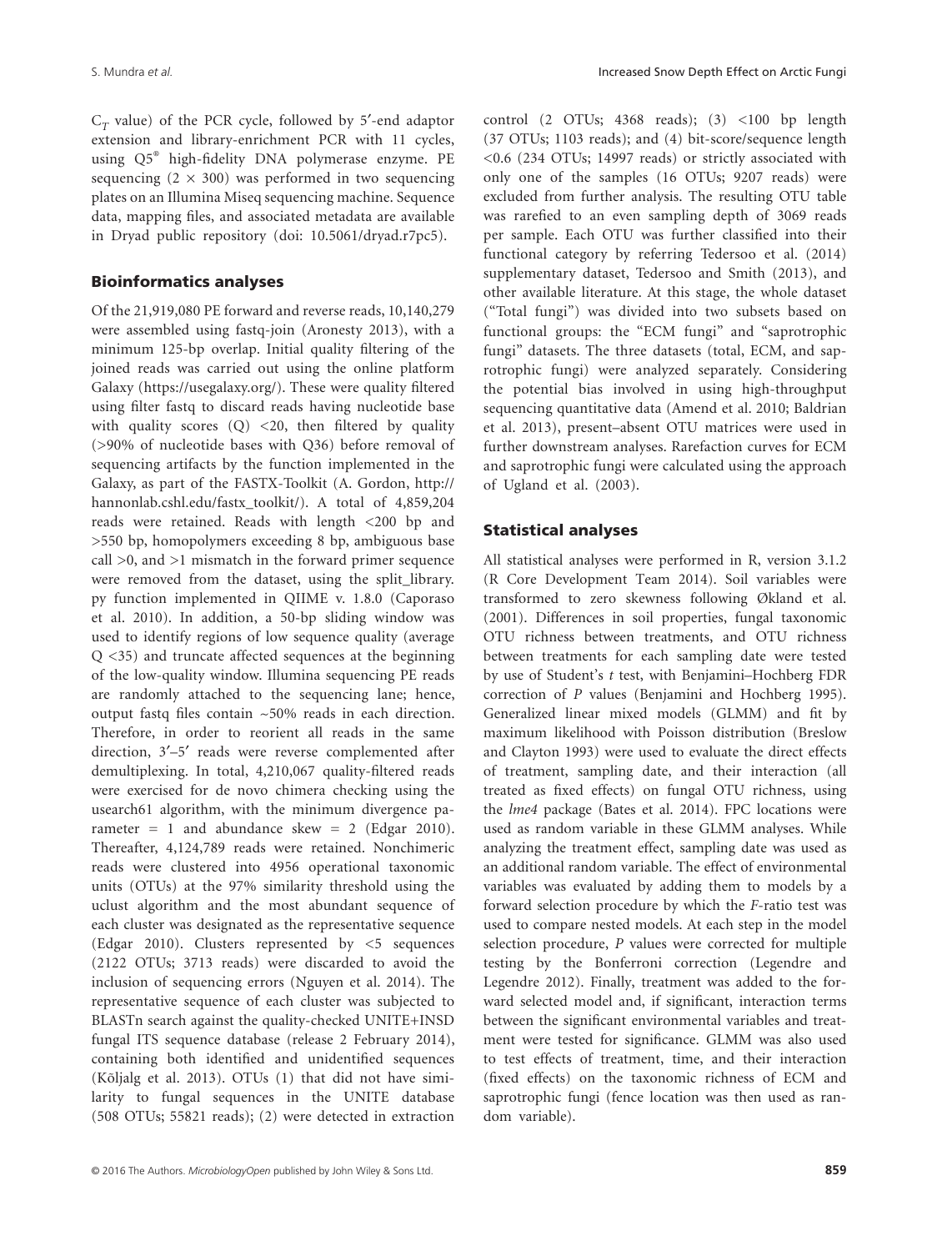$C_T$ value) of the PCR cycle, followed by 5′-end adaptor extension and library-enrichment PCR with 11 cycles, using Q5® high-fidelity DNA polymerase enzyme. PE sequencing (2 × 300) was performed in two sequencing plates on an Illumina Miseq sequencing machine. Sequence data, mapping files, and associated metadata are available in Dryad public repository (doi: 10.5061/dryad.r7pc5).

## Bioinformatics analyses

Of the 21,919,080 PE forward and reverse reads, 10,140,279 were assembled using fastq-join (Aronesty 2013), with a minimum 125-bp overlap. Initial quality filtering of the joined reads was carried out using the online platform Galaxy (https://usegalaxy.org/). These were quality filtered using filter fastq to discard reads having nucleotide base with quality scores (Q) <20, then filtered by quality (>90% of nucleotide bases with Q36) before removal of sequencing artifacts by the function implemented in the Galaxy, as part of the FASTX-Toolkit (A. Gordon, http://hannonlab.cshl.edu/fastx_toolkit/). A total of 4,859,204 reads were retained. Reads with length <200 bp and >550 bp, homopolymers exceeding 8 bp, ambiguous base call >0, and >1 mismatch in the forward primer sequence were removed from the dataset, using the split_library.py function implemented in QIIME v. 1.8.0 (Caporaso et al. 2010). In addition, a 50-bp sliding window was used to identify regions of low sequence quality (average Q <35) and truncate affected sequences at the beginning of the low-quality window. Illumina sequencing PE reads are randomly attached to the sequencing lane; hence, output fastq files contain ~50% reads in each direction. Therefore, in order to reorient all reads in the same direction, 3′–5′ reads were reverse complemented after demultiplexing. In total, 4,210,067 quality-filtered reads were exercised for de novo chimera checking using the usearch61 algorithm, with the minimum divergence parameter = 1 and abundance skew = 2 (Edgar 2010). Thereafter, 4,124,789 reads were retained. Nonchimeric reads were clustered into 4956 operational taxonomic units (OTUs) at the 97% similarity threshold using the uclust algorithm and the most abundant sequence of each cluster was designated as the representative sequence (Edgar 2010). Clusters represented by <5 sequences (2122 OTUs; 3713 reads) were discarded to avoid the inclusion of sequencing errors (Nguyen et al. 2014). The representative sequence of each cluster was subjected to BLASTn search against the quality-checked UNITE+INSD fungal ITS sequence database (release 2 February 2014), containing both identified and unidentified sequences (Kõljalg et al. 2013). OTUs (1) that did not have similarity to fungal sequences in the UNITE database (508 OTUs; 55821 reads); (2) were detected in extraction control (2 OTUs; 4368 reads); (3) <100 bp length (37 OTUs; 1103 reads); and (4) bit-score/sequence length <0.6 (234 OTUs; 14997 reads) or strictly associated with only one of the samples (16 OTUs; 9207 reads) were excluded from further analysis. The resulting OTU table was rarefied to an even sampling depth of 3069 reads per sample. Each OTU was further classified into their functional category by referring Tedersoo et al. (2014) supplementary dataset, Tedersoo and Smith (2013), and other available literature. At this stage, the whole dataset ("Total fungi") was divided into two subsets based on functional groups: the "ECM fungi" and "saprotrophic fungi" datasets. The three datasets (total, ECM, and saprotrophic fungi) were analyzed separately. Considering the potential bias involved in using high-throughput sequencing quantitative data (Amend et al. 2010; Baldrian et al. 2013), present–absent OTU matrices were used in further downstream analyses. Rarefaction curves for ECM and saprotrophic fungi were calculated using the approach of Ugland et al. (2003).

## Statistical analyses

All statistical analyses were performed in R, version 3.1.2 (R Core Development Team 2014). Soil variables were transformed to zero skewness following Økland et al. (2001). Differences in soil properties, fungal taxonomic OTU richness between treatments, and OTU richness between treatments for each sampling date were tested by use of Student's *t* test, with Benjamini–Hochberg FDR correction of *P* values (Benjamini and Hochberg 1995). Generalized linear mixed models (GLMM) and fit by maximum likelihood with Poisson distribution (Breslow and Clayton 1993) were used to evaluate the direct effects of treatment, sampling date, and their interaction (all treated as fixed effects) on fungal OTU richness, using the *lme4* package (Bates et al. 2014). FPC locations were used as random variable in these GLMM analyses. While analyzing the treatment effect, sampling date was used as an additional random variable. The effect of environmental variables was evaluated by adding them to models by a forward selection procedure by which the *F*-ratio test was used to compare nested models. At each step in the model selection procedure, *P* values were corrected for multiple testing by the Bonferroni correction (Legendre and Legendre 2012). Finally, treatment was added to the forward selected model and, if significant, interaction terms between the significant environmental variables and treatment were tested for significance. GLMM was also used to test effects of treatment, time, and their interaction (fixed effects) on the taxonomic richness of ECM and saprotrophic fungi (fence location was then used as random variable).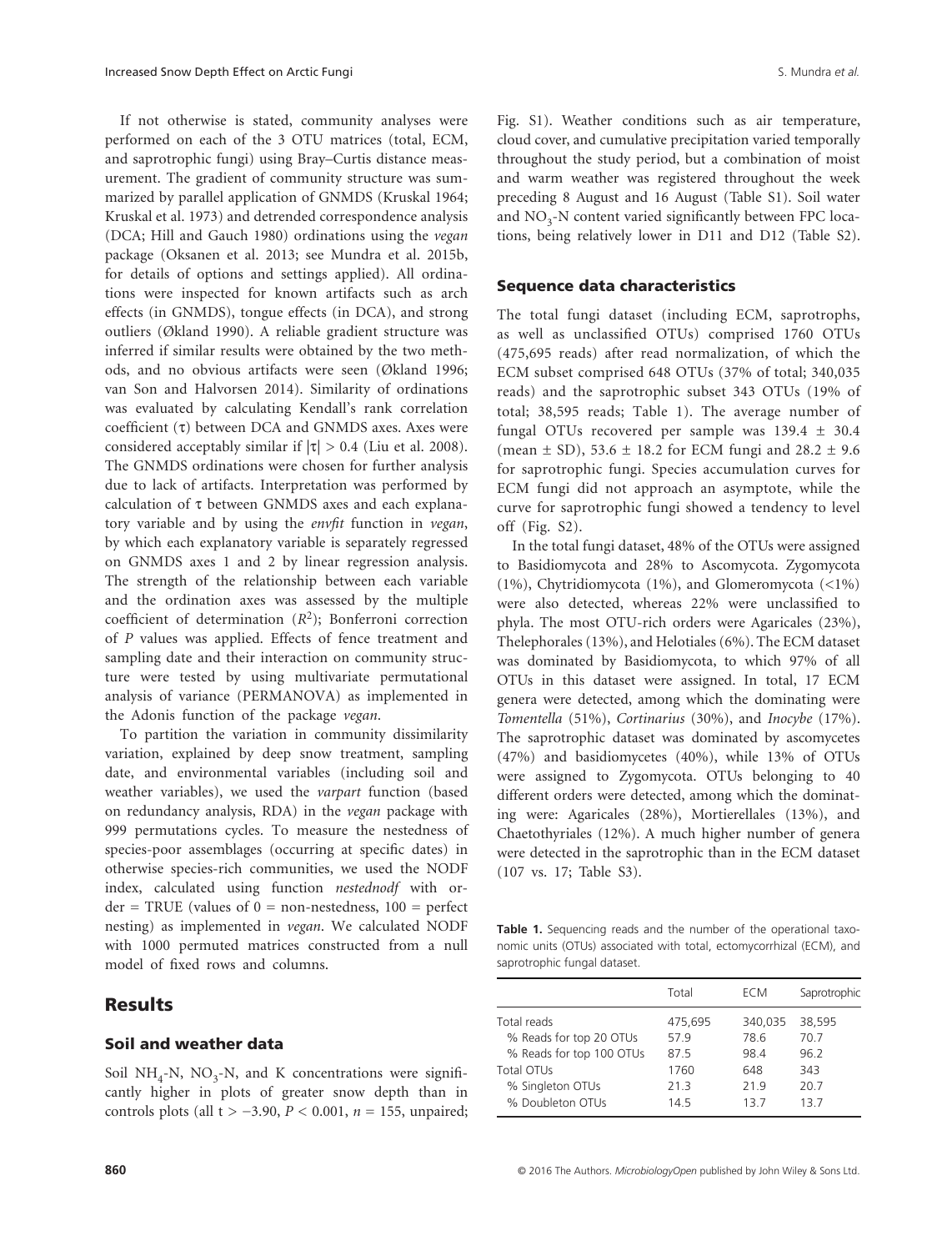If not otherwise is stated, community analyses were performed on each of the 3 OTU matrices (total, ECM, and saprotrophic fungi) using Bray–Curtis distance measurement. The gradient of community structure was summarized by parallel application of GNMDS (Kruskal 1964; Kruskal et al. 1973) and detrended correspondence analysis (DCA; Hill and Gauch 1980) ordinations using the *vegan* package (Oksanen et al. 2013; see Mundra et al. 2015b, for details of options and settings applied). All ordinations were inspected for known artifacts such as arch effects (in GNMDS), tongue effects (in DCA), and strong outliers (Økland 1990). A reliable gradient structure was inferred if similar results were obtained by the two methods, and no obvious artifacts were seen (Økland 1996; van Son and Halvorsen 2014). Similarity of ordinations was evaluated by calculating Kendall's rank correlation coefficient ($\tau$) between DCA and GNMDS axes. Axes were considered acceptably similar if $|\tau| > 0.4$ (Liu et al. 2008). The GNMDS ordinations were chosen for further analysis due to lack of artifacts. Interpretation was performed by calculation of $\tau$ between GNMDS axes and each explanatory variable and by using the *envfit* function in *vegan*, by which each explanatory variable is separately regressed on GNMDS axes 1 and 2 by linear regression analysis. The strength of the relationship between each variable and the ordination axes was assessed by the multiple coefficient of determination ($R^2$); Bonferroni correction of *P* values was applied. Effects of fence treatment and sampling date and their interaction on community structure were tested by using multivariate permutational analysis of variance (PERMANOVA) as implemented in the Adonis function of the package *vegan*.

To partition the variation in community dissimilarity variation, explained by deep snow treatment, sampling date, and environmental variables (including soil and weather variables), we used the *varpart* function (based on redundancy analysis, RDA) in the *vegan* package with 999 permutations cycles. To measure the nestedness of species-poor assemblages (occurring at specific dates) in otherwise species-rich communities, we used the NODF index, calculated using function *nestednodf* with order = TRUE (values of 0 = non-nestedness, 100 = perfect nesting) as implemented in *vegan*. We calculated NODF with 1000 permuted matrices constructed from a null model of fixed rows and columns.

# Results

## Soil and weather data

Soil $NH_4$-N, $NO_3$-N, and K concentrations were significantly higher in plots of greater snow depth than in controls plots (all $t > -3.90$, $P < 0.001$, $n = 155$, unpaired; Fig. S1). Weather conditions such as air temperature, cloud cover, and cumulative precipitation varied temporally throughout the study period, but a combination of moist and warm weather was registered throughout the week preceding 8 August and 16 August (Table S1). Soil water and $NO_3$-N content varied significantly between FPC locations, being relatively lower in D11 and D12 (Table S2).

## Sequence data characteristics

The total fungi dataset (including ECM, saprotrophs, as well as unclassified OTUs) comprised 1760 OTUs (475,695 reads) after read normalization, of which the ECM subset comprised 648 OTUs (37% of total; 340,035 reads) and the saprotrophic subset 343 OTUs (19% of total; 38,595 reads; Table 1). The average number of fungal OTUs recovered per sample was $139.4 \pm 30.4$ (mean $\pm$ SD), $53.6 \pm 18.2$ for ECM fungi and $28.2 \pm 9.6$ for saprotrophic fungi. Species accumulation curves for ECM fungi did not approach an asymptote, while the curve for saprotrophic fungi showed a tendency to level off (Fig. S2).

In the total fungi dataset, 48% of the OTUs were assigned to Basidiomycota and 28% to Ascomycota. Zygomycota (1%), Chytridiomycota (1%), and Glomeromycota (<1%) were also detected, whereas 22% were unclassified to phyla. The most OTU-rich orders were Agaricales (23%), Thelephorales (13%), and Helotiales (6%). The ECM dataset was dominated by Basidiomycota, to which 97% of all OTUs in this dataset were assigned. In total, 17 ECM genera were detected, among which the dominating were *Tomentella* (51%), *Cortinarius* (30%), and *Inocybe* (17%). The saprotrophic dataset was dominated by ascomycetes (47%) and basidiomycetes (40%), while 13% of OTUs were assigned to Zygomycota. OTUs belonging to 40 different orders were detected, among which the dominating were: Agaricales (28%), Mortierellales (13%), and Chaetothyriales (12%). A much higher number of genera were detected in the saprotrophic than in the ECM dataset (107 vs. 17; Table S3).

**Table 1.** Sequencing reads and the number of the operational taxonomic units (OTUs) associated with total, ectomycorrhizal (ECM), and saprotrophic fungal dataset.

| | Total | ECM | Saprotrophic |
|---|---|---|---|
| Total reads | 475,695 | 340,035 | 38,595 |
| % Reads for top 20 OTUs | 57.9 | 78.6 | 70.7 |
| % Reads for top 100 OTUs | 87.5 | 98.4 | 96.2 |
| Total OTUs | 1760 | 648 | 343 |
| % Singleton OTUs | 21.3 | 21.9 | 20.7 |
| % Doubleton OTUs | 14.5 | 13.7 | 13.7 |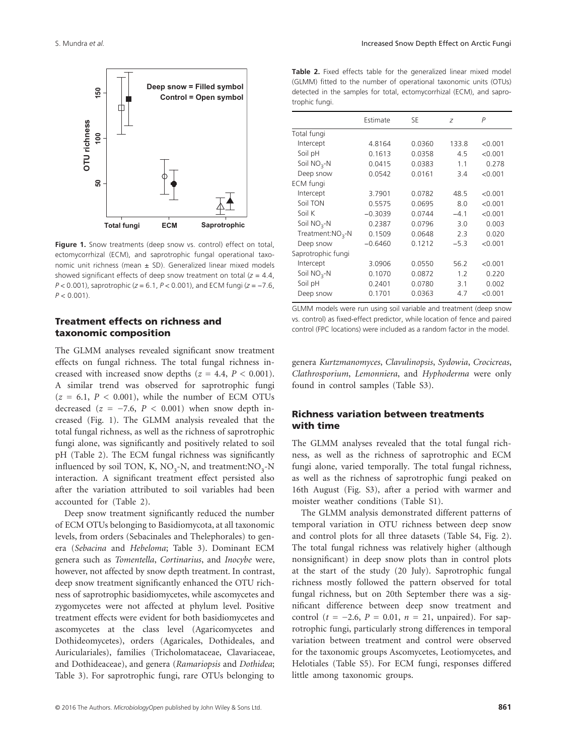Figure 1. Snow treatments (deep snow vs. control) effect on total, ectomycorrhizal (ECM), and saprotrophic fungal operational taxonomic unit richness (mean ± SD). Generalized linear mixed models showed significant effects of deep snow treatment on total ($z = 4.4$, $P < 0.001$), saprotrophic ($z = 6.1$, $P < 0.001$), and ECM fungi ($z = -7.6$, $P < 0.001$).

## Treatment effects on richness and taxonomic composition

The GLMM analyses revealed significant snow treatment effects on fungal richness. The total fungal richness increased with increased snow depths ($z = 4.4$, $P < 0.001$). A similar trend was observed for saprotrophic fungi ($z = 6.1$, $P < 0.001$), while the number of ECM OTUs decreased ($z = -7.6$, $P < 0.001$) when snow depth increased (Fig. 1). The GLMM analysis revealed that the total fungal richness, as well as the richness of saprotrophic fungi alone, was significantly and positively related to soil pH (Table 2). The ECM fungal richness was significantly influenced by soil TON, K, $NO_3$-N, and treatment:$NO_3$-N interaction. A significant treatment effect persisted also after the variation attributed to soil variables had been accounted for (Table 2).

Deep snow treatment significantly reduced the number of ECM OTUs belonging to Basidiomycota, at all taxonomic levels, from orders (Sebacinales and Thelephorales) to genera (*Sebacina* and *Hebeloma*; Table 3). Dominant ECM genera such as *Tomentella*, *Cortinarius*, and *Inocybe* were, however, not affected by snow depth treatment. In contrast, deep snow treatment significantly enhanced the OTU richness of saprotrophic basidiomycetes, while ascomycetes and zygomycetes were not affected at phylum level. Positive treatment effects were evident for both basidiomycetes and ascomycetes at the class level (Agaricomycetes and Dothideomycetes), orders (Agaricales, Dothideales, and Auriculariales), families (Tricholomataceae, Clavariaceae, and Dothideaceae), and genera (*Ramariopsis* and *Dothidea*; Table 3). For saprotrophic fungi, rare OTUs belonging to genera *Kurtzmanomyces*, *Clavulinopsis*, *Sydowia*, *Crocicreas*, *Clathrosporium*, *Lemonniera*, and *Hyphoderma* were only found in control samples (Table S3).

**Table 2.** Fixed effects table for the generalized linear mixed model (GLMM) fitted to the number of operational taxonomic units (OTUs) detected in the samples for total, ectomycorrhizal (ECM), and saprotrophic fungi.

| | Estimate | SE | $z$ | $P$ |
|---|---|---|---|---|
| Total fungi | | | | |
| Intercept | 4.8164 | 0.0360 | 133.8 | <0.001 |
| Soil pH | 0.1613 | 0.0358 | 4.5 | <0.001 |
| Soil $NO_3$-N | 0.0415 | 0.0383 | 1.1 | 0.278 |
| Deep snow | 0.0542 | 0.0161 | 3.4 | <0.001 |
| ECM fungi | | | | |
| Intercept | 3.7901 | 0.0782 | 48.5 | <0.001 |
| Soil TON | 0.5575 | 0.0695 | 8.0 | <0.001 |
| Soil K | −0.3039 | 0.0744 | −4.1 | <0.001 |
| Soil $NO_3$-N | 0.2387 | 0.0796 | 3.0 | 0.003 |
| Treatment:$NO_3$-N | 0.1509 | 0.0648 | 2.3 | 0.020 |
| Deep snow | −0.6460 | 0.1212 | −5.3 | <0.001 |
| Saprotrophic fungi | | | | |
| Intercept | 3.0906 | 0.0550 | 56.2 | <0.001 |
| Soil $NO_3$-N | 0.1070 | 0.0872 | 1.2 | 0.220 |
| Soil pH | 0.2401 | 0.0780 | 3.1 | 0.002 |
| Deep snow | 0.1701 | 0.0363 | 4.7 | <0.001 |

GLMM models were run using soil variable and treatment (deep snow vs. control) as fixed-effect predictor, while location of fence and paired control (FPC locations) were included as a random factor in the model.

## Richness variation between treatments with time

The GLMM analyses revealed that the total fungal richness, as well as the richness of saprotrophic and ECM fungi alone, varied temporally. The total fungal richness, as well as the richness of saprotrophic fungi peaked on 16th August (Fig. S3), after a period with warmer and moister weather conditions (Table S1).

The GLMM analysis demonstrated different patterns of temporal variation in OTU richness between deep snow and control plots for all three datasets (Table S4, Fig. 2). The total fungal richness was relatively higher (although nonsignificant) in deep snow plots than in control plots at the start of the study (20 July). Saprotrophic fungal richness mostly followed the pattern observed for total fungal richness, but on 20th September there was a significant difference between deep snow treatment and control ($t = -2.6$, $P = 0.01$, $n = 21$, unpaired). For saprotrophic fungi, particularly strong differences in temporal variation between treatment and control were observed for the taxonomic groups Ascomycetes, Leotiomycetes, and Helotiales (Table S5). For ECM fungi, responses differed little among taxonomic groups.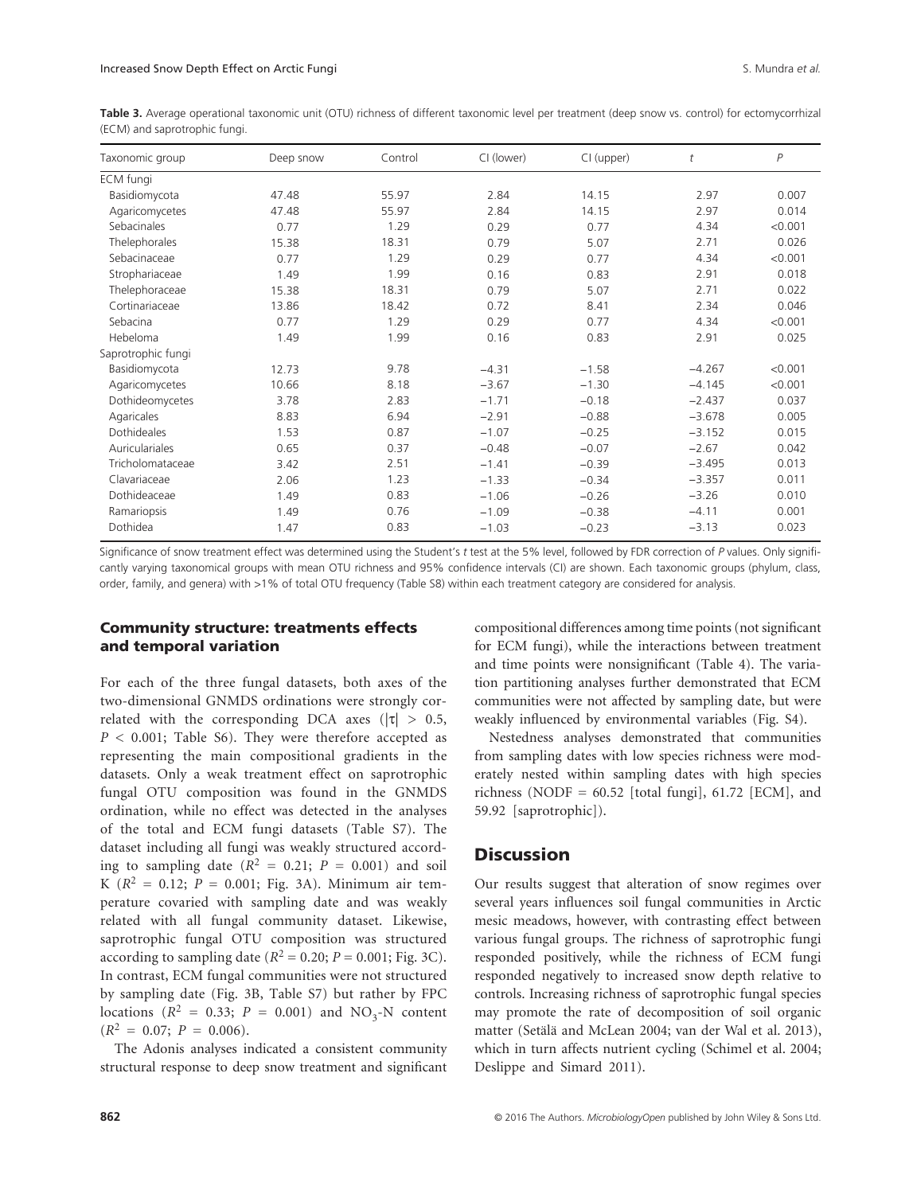**Table 3.** Average operational taxonomic unit (OTU) richness of different taxonomic level per treatment (deep snow vs. control) for ectomycorrhizal (ECM) and saprotrophic fungi.

| Taxonomic group | Deep snow | Control | CI (lower) | CI (upper) | *t* | *P* |
|---|---|---|---|---|---|---|
| ECM fungi | | | | | | |
| Basidiomycota | 47.48 | 55.97 | 2.84 | 14.15 | 2.97 | 0.007 |
| Agaricomycetes | 47.48 | 55.97 | 2.84 | 14.15 | 2.97 | 0.014 |
| Sebacinales | 0.77 | 1.29 | 0.29 | 0.77 | 4.34 | <0.001 |
| Thelephorales | 15.38 | 18.31 | 0.79 | 5.07 | 2.71 | 0.026 |
| Sebacinaceae | 0.77 | 1.29 | 0.29 | 0.77 | 4.34 | <0.001 |
| Strophariaceae | 1.49 | 1.99 | 0.16 | 0.83 | 2.91 | 0.018 |
| Thelephoraceae | 15.38 | 18.31 | 0.79 | 5.07 | 2.71 | 0.022 |
| Cortinariaceae | 13.86 | 18.42 | 0.72 | 8.41 | 2.34 | 0.046 |
| Sebacina | 0.77 | 1.29 | 0.29 | 0.77 | 4.34 | <0.001 |
| Hebeloma | 1.49 | 1.99 | 0.16 | 0.83 | 2.91 | 0.025 |
| Saprotrophic fungi | | | | | | |
| Basidiomycota | 12.73 | 9.78 | −4.31 | −1.58 | −4.267 | <0.001 |
| Agaricomycetes | 10.66 | 8.18 | −3.67 | −1.30 | −4.145 | <0.001 |
| Dothideomycetes | 3.78 | 2.83 | −1.71 | −0.18 | −2.437 | 0.037 |
| Agaricales | 8.83 | 6.94 | −2.91 | −0.88 | −3.678 | 0.005 |
| Dothideales | 1.53 | 0.87 | −1.07 | −0.25 | −3.152 | 0.015 |
| Auriculariales | 0.65 | 0.37 | −0.48 | −0.07 | −2.67 | 0.042 |
| Tricholomataceae | 3.42 | 2.51 | −1.41 | −0.39 | −3.495 | 0.013 |
| Clavariaceae | 2.06 | 1.23 | −1.33 | −0.34 | −3.357 | 0.011 |
| Dothideaceae | 1.49 | 0.83 | −1.06 | −0.26 | −3.26 | 0.010 |
| Ramariopsis | 1.49 | 0.76 | −1.09 | −0.38 | −4.11 | 0.001 |
| Dothidea | 1.47 | 0.83 | −1.03 | −0.23 | −3.13 | 0.023 |

Significance of snow treatment effect was determined using the Student's *t* test at the 5% level, followed by FDR correction of *P* values. Only significantly varying taxonomical groups with mean OTU richness and 95% confidence intervals (CI) are shown. Each taxonomic groups (phylum, class, order, family, and genera) with >1% of total OTU frequency (Table S8) within each treatment category are considered for analysis.

### Community structure: treatments effects and temporal variation

For each of the three fungal datasets, both axes of the two-dimensional GNMDS ordinations were strongly correlated with the corresponding DCA axes ($|\tau| > 0.5$, $P < 0.001$; Table S6). They were therefore accepted as representing the main compositional gradients in the datasets. Only a weak treatment effect on saprotrophic fungal OTU composition was found in the GNMDS ordination, while no effect was detected in the analyses of the total and ECM fungi datasets (Table S7). The dataset including all fungi was weakly structured according to sampling date ($R^2 = 0.21$; $P = 0.001$) and soil K ($R^2 = 0.12$; $P = 0.001$; Fig. 3A). Minimum air temperature covaried with sampling date and was weakly related with all fungal community dataset. Likewise, saprotrophic fungal OTU composition was structured according to sampling date ($R^2 = 0.20$; $P = 0.001$; Fig. 3C). In contrast, ECM fungal communities were not structured by sampling date (Fig. 3B, Table S7) but rather by FPC locations ($R^2 = 0.33$; $P = 0.001$) and $NO_3$-N content ($R^2 = 0.07$; $P = 0.006$).

The Adonis analyses indicated a consistent community structural response to deep snow treatment and significant compositional differences among time points (not significant for ECM fungi), while the interactions between treatment and time points were nonsignificant (Table 4). The variation partitioning analyses further demonstrated that ECM communities were not affected by sampling date, but were weakly influenced by environmental variables (Fig. S4).

Nestedness analyses demonstrated that communities from sampling dates with low species richness were moderately nested within sampling dates with high species richness (NODF = 60.52 [total fungi], 61.72 [ECM], and 59.92 [saprotrophic]).

## Discussion

Our results suggest that alteration of snow regimes over several years influences soil fungal communities in Arctic mesic meadows, however, with contrasting effect between various fungal groups. The richness of saprotrophic fungi responded positively, while the richness of ECM fungi responded negatively to increased snow depth relative to controls. Increasing richness of saprotrophic fungal species may promote the rate of decomposition of soil organic matter (Setälä and McLean 2004; van der Wal et al. 2013), which in turn affects nutrient cycling (Schimel et al. 2004; Deslippe and Simard 2011).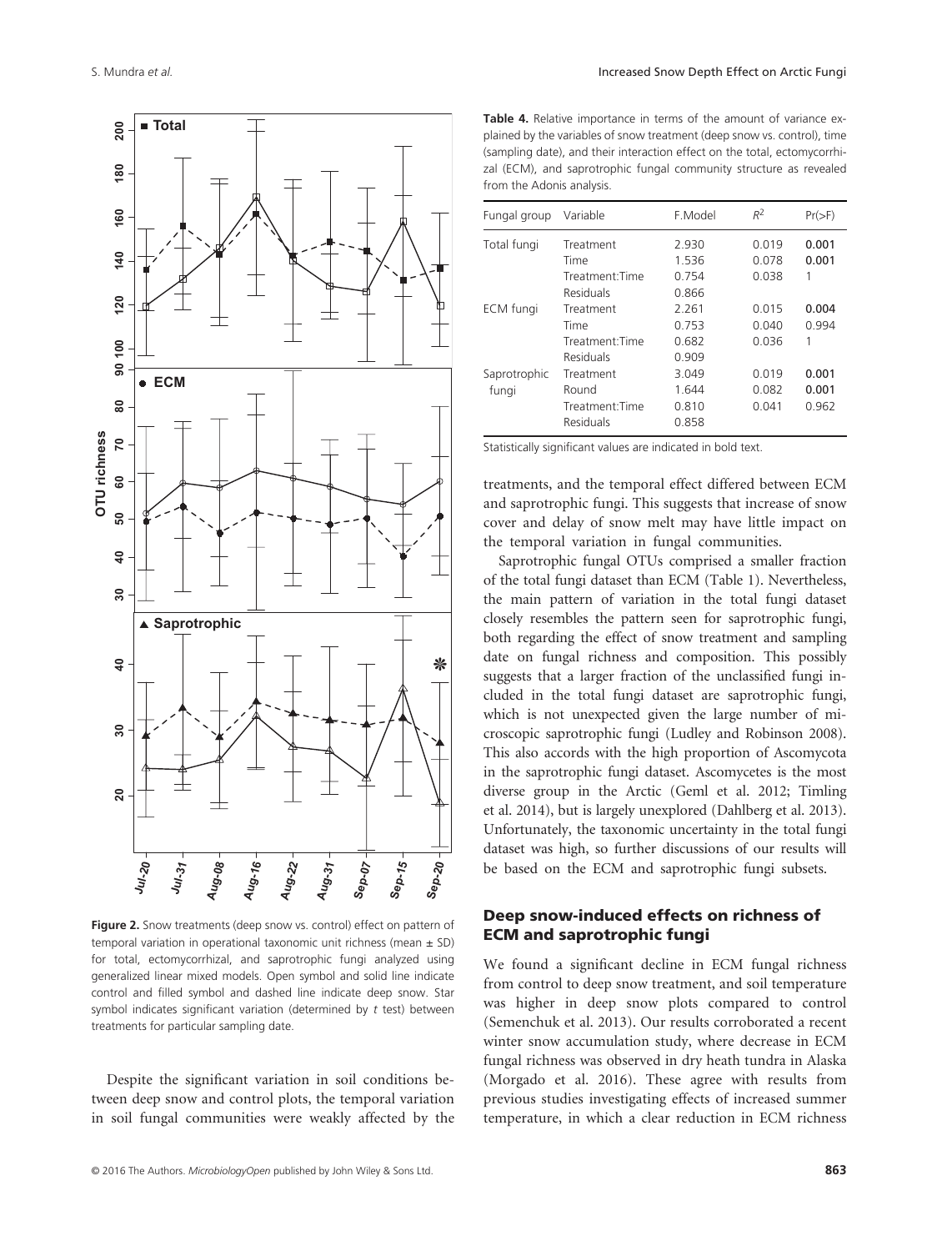Figure 2. Snow treatments (deep snow vs. control) effect on pattern of temporal variation in operational taxonomic unit richness (mean ± SD) for total, ectomycorrhizal, and saprotrophic fungi analyzed using generalized linear mixed models. Open symbol and solid line indicate control and filled symbol and dashed line indicate deep snow. Star symbol indicates significant variation (determined by *t* test) between treatments for particular sampling date.

Despite the significant variation in soil conditions between deep snow and control plots, the temporal variation in soil fungal communities were weakly affected by the treatments, and the temporal effect differed between ECM and saprotrophic fungi. This suggests that increase of snow cover and delay of snow melt may have little impact on the temporal variation in fungal communities.

Saprotrophic fungal OTUs comprised a smaller fraction of the total fungi dataset than ECM (Table 1). Nevertheless, the main pattern of variation in the total fungi dataset closely resembles the pattern seen for saprotrophic fungi, both regarding the effect of snow treatment and sampling date on fungal richness and composition. This possibly suggests that a larger fraction of the unclassified fungi included in the total fungi dataset are saprotrophic fungi, which is not unexpected given the large number of microscopic saprotrophic fungi (Ludley and Robinson 2008). This also accords with the high proportion of Ascomycota in the saprotrophic fungi dataset. Ascomycetes is the most diverse group in the Arctic (Geml et al. 2012; Timling et al. 2014), but is largely unexplored (Dahlberg et al. 2013). Unfortunately, the taxonomic uncertainty in the total fungi dataset was high, so further discussions of our results will be based on the ECM and saprotrophic fungi subsets.

**Table 4.** Relative importance in terms of the amount of variance explained by the variables of snow treatment (deep snow vs. control), time (sampling date), and their interaction effect on the total, ectomycorrhizal (ECM), and saprotrophic fungal community structure as revealed from the Adonis analysis.

| Fungal group | Variable | F.Model | $R^2$ | Pr(>F) |
|---|---|---|---|---|
| Total fungi | Treatment | 2.930 | 0.019 | **0.001** |
| | Time | 1.536 | 0.078 | **0.001** |
| | Treatment:Time | 0.754 | 0.038 | 1 |
| | Residuals | 0.866 | | |
| ECM fungi | Treatment | 2.261 | 0.015 | **0.004** |
| | Time | 0.753 | 0.040 | 0.994 |
| | Treatment:Time | 0.682 | 0.036 | 1 |
| | Residuals | 0.909 | | |
| Saprotrophic fungi | Treatment | 3.049 | 0.019 | **0.001** |
| | Round | 1.644 | 0.082 | **0.001** |
| | Treatment:Time | 0.810 | 0.041 | 0.962 |
| | Residuals | 0.858 | | |

Statistically significant values are indicated in bold text.

## Deep snow-induced effects on richness of ECM and saprotrophic fungi

We found a significant decline in ECM fungal richness from control to deep snow treatment, and soil temperature was higher in deep snow plots compared to control (Semenchuk et al. 2013). Our results corroborated a recent winter snow accumulation study, where decrease in ECM fungal richness was observed in dry heath tundra in Alaska (Morgado et al. 2016). These agree with results from previous studies investigating effects of increased summer temperature, in which a clear reduction in ECM richness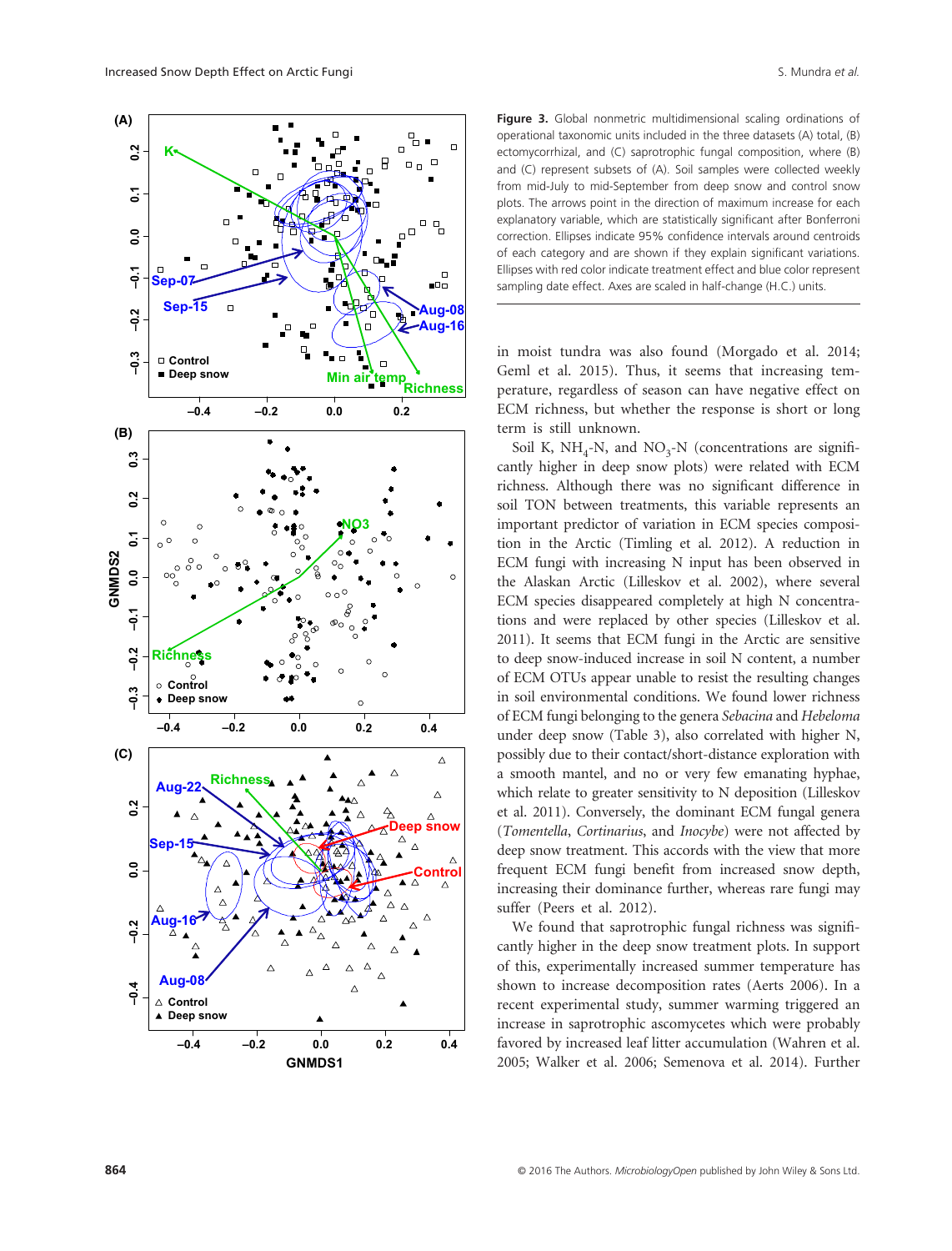**Figure 3.** Global nonmetric multidimensional scaling ordinations of operational taxonomic units included in the three datasets (A) total, (B) ectomycorrhizal, and (C) saprotrophic fungal composition, where (B) and (C) represent subsets of (A). Soil samples were collected weekly from mid-July to mid-September from deep snow and control snow plots. The arrows point in the direction of maximum increase for each explanatory variable, which are statistically significant after Bonferroni correction. Ellipses indicate 95% confidence intervals around centroids of each category and are shown if they explain significant variations. Ellipses with red color indicate treatment effect and blue color represent sampling date effect. Axes are scaled in half-change (H.C.) units.

in moist tundra was also found (Morgado et al. 2014; Geml et al. 2015). Thus, it seems that increasing temperature, regardless of season can have negative effect on ECM richness, but whether the response is short or long term is still unknown.

Soil K, $NH_4$-N, and $NO_3$-N (concentrations are significantly higher in deep snow plots) were related with ECM richness. Although there was no significant difference in soil TON between treatments, this variable represents an important predictor of variation in ECM species composition in the Arctic (Timling et al. 2012). A reduction in ECM fungi with increasing N input has been observed in the Alaskan Arctic (Lilleskov et al. 2002), where several ECM species disappeared completely at high N concentrations and were replaced by other species (Lilleskov et al. 2011). It seems that ECM fungi in the Arctic are sensitive to deep snow-induced increase in soil N content, a number of ECM OTUs appear unable to resist the resulting changes in soil environmental conditions. We found lower richness of ECM fungi belonging to the genera *Sebacina* and *Hebeloma* under deep snow (Table 3), also correlated with higher N, possibly due to their contact/short-distance exploration with a smooth mantel, and no or very few emanating hyphae, which relate to greater sensitivity to N deposition (Lilleskov et al. 2011). Conversely, the dominant ECM fungal genera (*Tomentella*, *Cortinarius*, and *Inocybe*) were not affected by deep snow treatment. This accords with the view that more frequent ECM fungi benefit from increased snow depth, increasing their dominance further, whereas rare fungi may suffer (Peers et al. 2012).

We found that saprotrophic fungal richness was significantly higher in the deep snow treatment plots. In support of this, experimentally increased summer temperature has shown to increase decomposition rates (Aerts 2006). In a recent experimental study, summer warming triggered an increase in saprotrophic ascomycetes which were probably favored by increased leaf litter accumulation (Wahren et al. 2005; Walker et al. 2006; Semenova et al. 2014). Further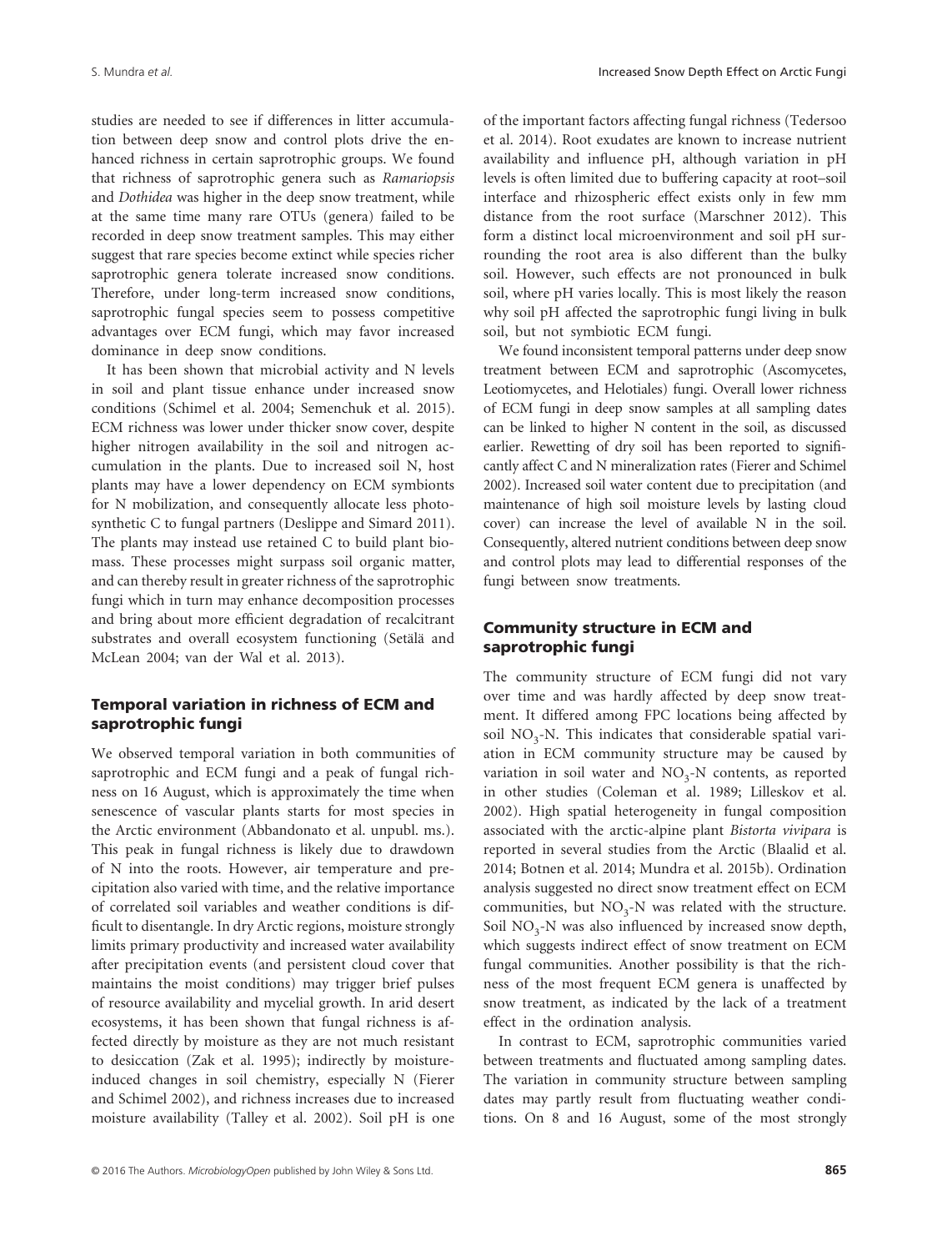studies are needed to see if differences in litter accumulation between deep snow and control plots drive the enhanced richness in certain saprotrophic groups. We found that richness of saprotrophic genera such as *Ramariopsis* and *Dothidea* was higher in the deep snow treatment, while at the same time many rare OTUs (genera) failed to be recorded in deep snow treatment samples. This may either suggest that rare species become extinct while species richer saprotrophic genera tolerate increased snow conditions. Therefore, under long-term increased snow conditions, saprotrophic fungal species seem to possess competitive advantages over ECM fungi, which may favor increased dominance in deep snow conditions.

It has been shown that microbial activity and N levels in soil and plant tissue enhance under increased snow conditions (Schimel et al. 2004; Semenchuk et al. 2015). ECM richness was lower under thicker snow cover, despite higher nitrogen availability in the soil and nitrogen accumulation in the plants. Due to increased soil N, host plants may have a lower dependency on ECM symbionts for N mobilization, and consequently allocate less photosynthetic C to fungal partners (Deslippe and Simard 2011). The plants may instead use retained C to build plant biomass. These processes might surpass soil organic matter, and can thereby result in greater richness of the saprotrophic fungi which in turn may enhance decomposition processes and bring about more efficient degradation of recalcitrant substrates and overall ecosystem functioning (Setälä and McLean 2004; van der Wal et al. 2013).

## Temporal variation in richness of ECM and saprotrophic fungi

We observed temporal variation in both communities of saprotrophic and ECM fungi and a peak of fungal richness on 16 August, which is approximately the time when senescence of vascular plants starts for most species in the Arctic environment (Abbandonato et al. unpubl. ms.). This peak in fungal richness is likely due to drawdown of N into the roots. However, air temperature and precipitation also varied with time, and the relative importance of correlated soil variables and weather conditions is difficult to disentangle. In dry Arctic regions, moisture strongly limits primary productivity and increased water availability after precipitation events (and persistent cloud cover that maintains the moist conditions) may trigger brief pulses of resource availability and mycelial growth. In arid desert ecosystems, it has been shown that fungal richness is affected directly by moisture as they are not much resistant to desiccation (Zak et al. 1995); indirectly by moisture-induced changes in soil chemistry, especially N (Fierer and Schimel 2002), and richness increases due to increased moisture availability (Talley et al. 2002). Soil pH is one of the important factors affecting fungal richness (Tedersoo et al. 2014). Root exudates are known to increase nutrient availability and influence pH, although variation in pH levels is often limited due to buffering capacity at root–soil interface and rhizospheric effect exists only in few mm distance from the root surface (Marschner 2012). This form a distinct local microenvironment and soil pH surrounding the root area is also different than the bulky soil. However, such effects are not pronounced in bulk soil, where pH varies locally. This is most likely the reason why soil pH affected the saprotrophic fungi living in bulk soil, but not symbiotic ECM fungi.

We found inconsistent temporal patterns under deep snow treatment between ECM and saprotrophic (Ascomycetes, Leotiomycetes, and Helotiales) fungi. Overall lower richness of ECM fungi in deep snow samples at all sampling dates can be linked to higher N content in the soil, as discussed earlier. Rewetting of dry soil has been reported to significantly affect C and N mineralization rates (Fierer and Schimel 2002). Increased soil water content due to precipitation (and maintenance of high soil moisture levels by lasting cloud cover) can increase the level of available N in the soil. Consequently, altered nutrient conditions between deep snow and control plots may lead to differential responses of the fungi between snow treatments.

## Community structure in ECM and saprotrophic fungi

The community structure of ECM fungi did not vary over time and was hardly affected by deep snow treatment. It differed among FPC locations being affected by soil $NO_3$-N. This indicates that considerable spatial variation in ECM community structure may be caused by variation in soil water and $NO_3$-N contents, as reported in other studies (Coleman et al. 1989; Lilleskov et al. 2002). High spatial heterogeneity in fungal composition associated with the arctic-alpine plant *Bistorta vivipara* is reported in several studies from the Arctic (Blaalid et al. 2014; Botnen et al. 2014; Mundra et al. 2015b). Ordination analysis suggested no direct snow treatment effect on ECM communities, but $NO_3$-N was related with the structure. Soil $NO_3$-N was also influenced by increased snow depth, which suggests indirect effect of snow treatment on ECM fungal communities. Another possibility is that the richness of the most frequent ECM genera is unaffected by snow treatment, as indicated by the lack of a treatment effect in the ordination analysis.

In contrast to ECM, saprotrophic communities varied between treatments and fluctuated among sampling dates. The variation in community structure between sampling dates may partly result from fluctuating weather conditions. On 8 and 16 August, some of the most strongly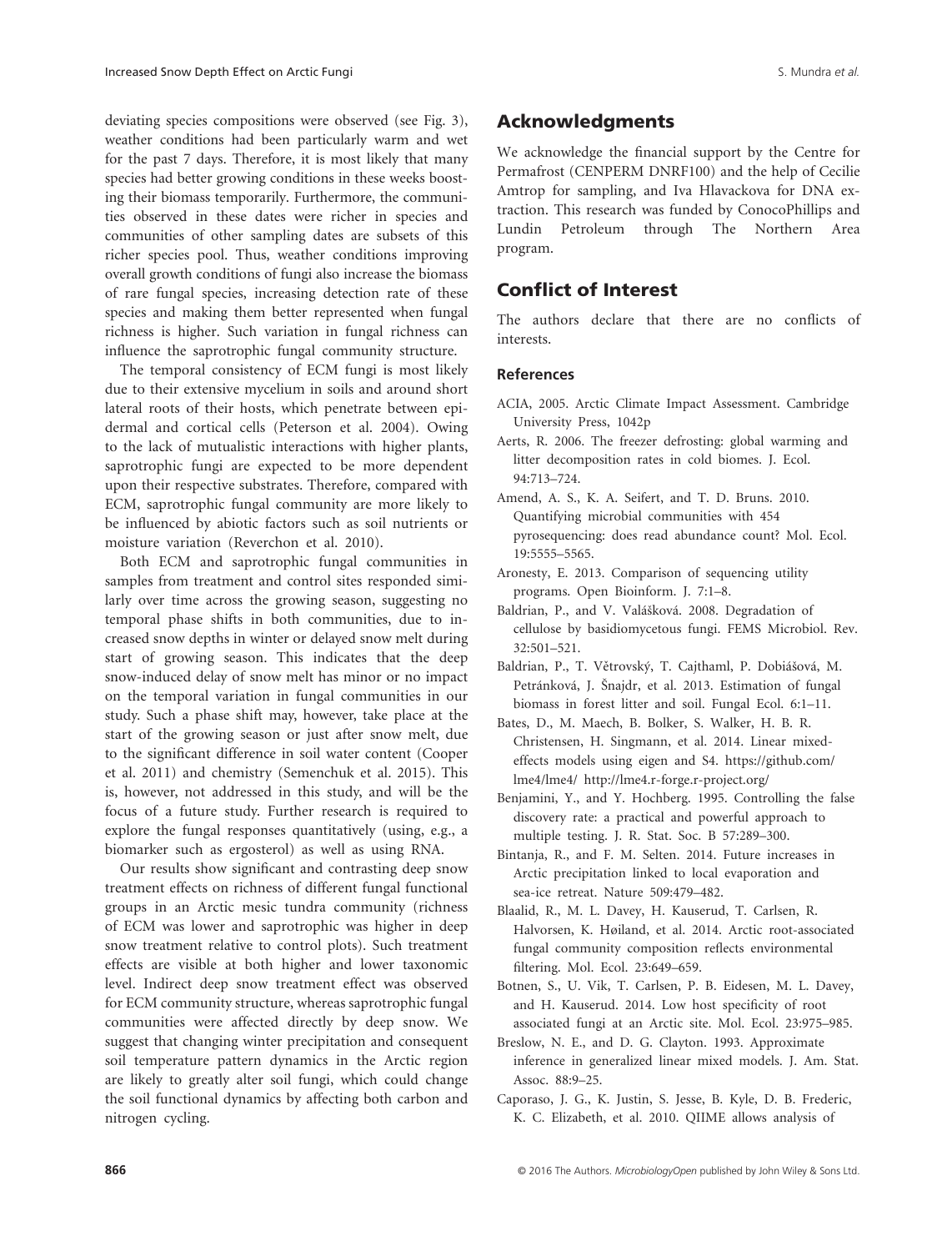deviating species compositions were observed (see Fig. 3), weather conditions had been particularly warm and wet for the past 7 days. Therefore, it is most likely that many species had better growing conditions in these weeks boosting their biomass temporarily. Furthermore, the communities observed in these dates were richer in species and communities of other sampling dates are subsets of this richer species pool. Thus, weather conditions improving overall growth conditions of fungi also increase the biomass of rare fungal species, increasing detection rate of these species and making them better represented when fungal richness is higher. Such variation in fungal richness can influence the saprotrophic fungal community structure.

The temporal consistency of ECM fungi is most likely due to their extensive mycelium in soils and around short lateral roots of their hosts, which penetrate between epidermal and cortical cells (Peterson et al. 2004). Owing to the lack of mutualistic interactions with higher plants, saprotrophic fungi are expected to be more dependent upon their respective substrates. Therefore, compared with ECM, saprotrophic fungal community are more likely to be influenced by abiotic factors such as soil nutrients or moisture variation (Reverchon et al. 2010).

Both ECM and saprotrophic fungal communities in samples from treatment and control sites responded similarly over time across the growing season, suggesting no temporal phase shifts in both communities, due to increased snow depths in winter or delayed snow melt during start of growing season. This indicates that the deep snow-induced delay of snow melt has minor or no impact on the temporal variation in fungal communities in our study. Such a phase shift may, however, take place at the start of the growing season or just after snow melt, due to the significant difference in soil water content (Cooper et al. 2011) and chemistry (Semenchuk et al. 2015). This is, however, not addressed in this study, and will be the focus of a future study. Further research is required to explore the fungal responses quantitatively (using, e.g., a biomarker such as ergosterol) as well as using RNA.

Our results show significant and contrasting deep snow treatment effects on richness of different fungal functional groups in an Arctic mesic tundra community (richness of ECM was lower and saprotrophic was higher in deep snow treatment relative to control plots). Such treatment effects are visible at both higher and lower taxonomic level. Indirect deep snow treatment effect was observed for ECM community structure, whereas saprotrophic fungal communities were affected directly by deep snow. We suggest that changing winter precipitation and consequent soil temperature pattern dynamics in the Arctic region are likely to greatly alter soil fungi, which could change the soil functional dynamics by affecting both carbon and nitrogen cycling.

## Acknowledgments

We acknowledge the financial support by the Centre for Permafrost (CENPERM DNRF100) and the help of Cecilie Amtrop for sampling, and Iva Hlavackova for DNA extraction. This research was funded by ConocoPhillips and Lundin Petroleum through The Northern Area program.

## Conflict of Interest

The authors declare that there are no conflicts of interests.

### References

ACIA, 2005. Arctic Climate Impact Assessment. Cambridge University Press, 1042p

Aerts, R. 2006. The freezer defrosting: global warming and litter decomposition rates in cold biomes. J. Ecol. 94:713–724.

Amend, A. S., K. A. Seifert, and T. D. Bruns. 2010. Quantifying microbial communities with 454 pyrosequencing: does read abundance count? Mol. Ecol. 19:5555–5565.

Aronesty, E. 2013. Comparison of sequencing utility programs. Open Bioinform. J. 7:1–8.

Baldrian, P., and V. Valášková. 2008. Degradation of cellulose by basidiomycetous fungi. FEMS Microbiol. Rev. 32:501–521.

Baldrian, P., T. Větrovský, T. Cajthaml, P. Dobiášová, M. Petránková, J. Šnajdr, et al. 2013. Estimation of fungal biomass in forest litter and soil. Fungal Ecol. 6:1–11.

Bates, D., M. Maech, B. Bolker, S. Walker, H. B. R. Christensen, H. Singmann, et al. 2014. Linear mixed-effects models using eigen and S4. https://github.com/lme4/lme4/ http://lme4.r-forge.r-project.org/

Benjamini, Y., and Y. Hochberg. 1995. Controlling the false discovery rate: a practical and powerful approach to multiple testing. J. R. Stat. Soc. B 57:289–300.

Bintanja, R., and F. M. Selten. 2014. Future increases in Arctic precipitation linked to local evaporation and sea-ice retreat. Nature 509:479–482.

Blaalid, R., M. L. Davey, H. Kauserud, T. Carlsen, R. Halvorsen, K. Høiland, et al. 2014. Arctic root-associated fungal community composition reflects environmental filtering. Mol. Ecol. 23:649–659.

Botnen, S., U. Vik, T. Carlsen, P. B. Eidesen, M. L. Davey, and H. Kauserud. 2014. Low host specificity of root associated fungi at an Arctic site. Mol. Ecol. 23:975–985.

Breslow, N. E., and D. G. Clayton. 1993. Approximate inference in generalized linear mixed models. J. Am. Stat. Assoc. 88:9–25.

Caporaso, J. G., K. Justin, S. Jesse, B. Kyle, D. B. Frederic, K. C. Elizabeth, et al. 2010. QIIME allows analysis of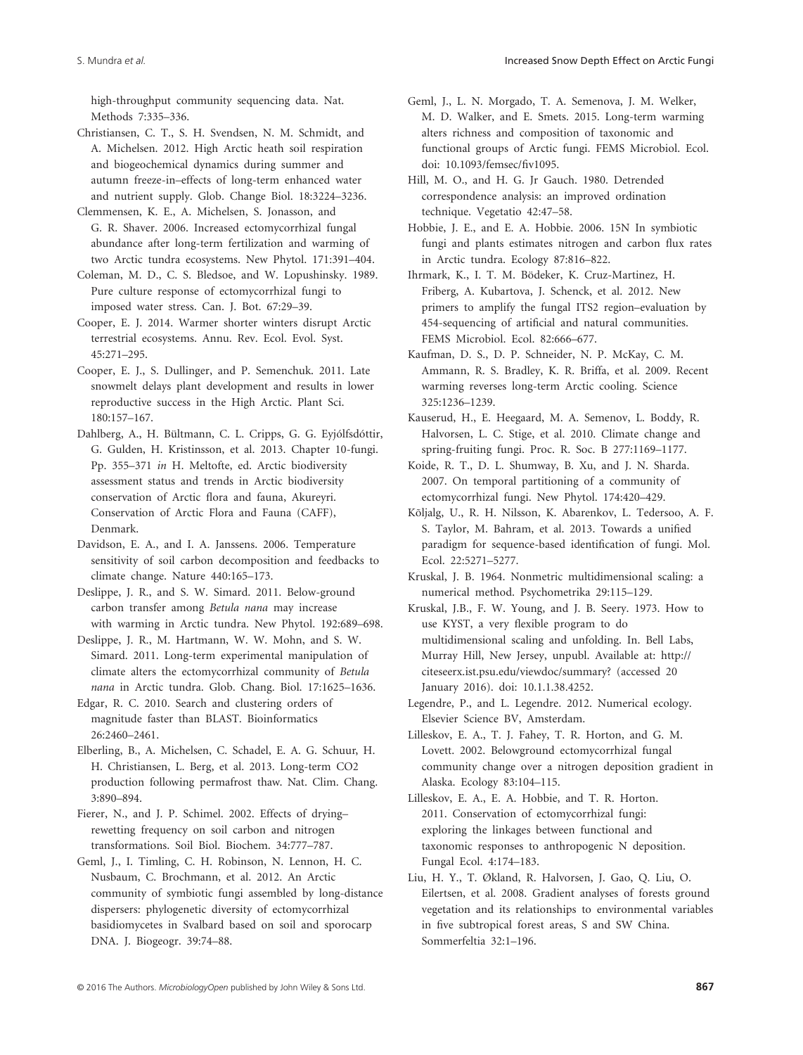high-throughput community sequencing data. Nat. Methods 7:335–336.

Christiansen, C. T., S. H. Svendsen, N. M. Schmidt, and A. Michelsen. 2012. High Arctic heath soil respiration and biogeochemical dynamics during summer and autumn freeze-in–effects of long-term enhanced water and nutrient supply. Glob. Change Biol. 18:3224–3236.

Clemmensen, K. E., A. Michelsen, S. Jonasson, and G. R. Shaver. 2006. Increased ectomycorrhizal fungal abundance after long-term fertilization and warming of two Arctic tundra ecosystems. New Phytol. 171:391–404.

Coleman, M. D., C. S. Bledsoe, and W. Lopushinsky. 1989. Pure culture response of ectomycorrhizal fungi to imposed water stress. Can. J. Bot. 67:29–39.

Cooper, E. J. 2014. Warmer shorter winters disrupt Arctic terrestrial ecosystems. Annu. Rev. Ecol. Evol. Syst. 45:271–295.

Cooper, E. J., S. Dullinger, and P. Semenchuk. 2011. Late snowmelt delays plant development and results in lower reproductive success in the High Arctic. Plant Sci. 180:157–167.

Dahlberg, A., H. Bültmann, C. L. Cripps, G. G. Eyjólfsdóttir, G. Gulden, H. Kristinsson, et al. 2013. Chapter 10-fungi. Pp. 355–371 *in* H. Meltofte, ed. Arctic biodiversity assessment status and trends in Arctic biodiversity conservation of Arctic flora and fauna, Akureyri. Conservation of Arctic Flora and Fauna (CAFF), Denmark.

Davidson, E. A., and I. A. Janssens. 2006. Temperature sensitivity of soil carbon decomposition and feedbacks to climate change. Nature 440:165–173.

Deslippe, J. R., and S. W. Simard. 2011. Below-ground carbon transfer among *Betula nana* may increase with warming in Arctic tundra. New Phytol. 192:689–698.

Deslippe, J. R., M. Hartmann, W. W. Mohn, and S. W. Simard. 2011. Long-term experimental manipulation of climate alters the ectomycorrhizal community of *Betula nana* in Arctic tundra. Glob. Chang. Biol. 17:1625–1636.

Edgar, R. C. 2010. Search and clustering orders of magnitude faster than BLAST. Bioinformatics 26:2460–2461.

Elberling, B., A. Michelsen, C. Schadel, E. A. G. Schuur, H. H. Christiansen, L. Berg, et al. 2013. Long-term CO2 production following permafrost thaw. Nat. Clim. Chang. 3:890–894.

Fierer, N., and J. P. Schimel. 2002. Effects of drying–rewetting frequency on soil carbon and nitrogen transformations. Soil Biol. Biochem. 34:777–787.

Geml, J., I. Timling, C. H. Robinson, N. Lennon, H. C. Nusbaum, C. Brochmann, et al. 2012. An Arctic community of symbiotic fungi assembled by long-distance dispersers: phylogenetic diversity of ectomycorrhizal basidiomycetes in Svalbard based on soil and sporocarp DNA. J. Biogeogr. 39:74–88.

Geml, J., L. N. Morgado, T. A. Semenova, J. M. Welker, M. D. Walker, and E. Smets. 2015. Long-term warming alters richness and composition of taxonomic and functional groups of Arctic fungi. FEMS Microbiol. Ecol. doi: 10.1093/femsec/fiv1095.

Hill, M. O., and H. G. Jr Gauch. 1980. Detrended correspondence analysis: an improved ordination technique. Vegetatio 42:47–58.

Hobbie, J. E., and E. A. Hobbie. 2006. 15N In symbiotic fungi and plants estimates nitrogen and carbon flux rates in Arctic tundra. Ecology 87:816–822.

Ihrmark, K., I. T. M. Bödeker, K. Cruz-Martinez, H. Friberg, A. Kubartova, J. Schenck, et al. 2012. New primers to amplify the fungal ITS2 region–evaluation by 454-sequencing of artificial and natural communities. FEMS Microbiol. Ecol. 82:666–677.

Kaufman, D. S., D. P. Schneider, N. P. McKay, C. M. Ammann, R. S. Bradley, K. R. Briffa, et al. 2009. Recent warming reverses long-term Arctic cooling. Science 325:1236–1239.

Kauserud, H., E. Heegaard, M. A. Semenov, L. Boddy, R. Halvorsen, L. C. Stige, et al. 2010. Climate change and spring-fruiting fungi. Proc. R. Soc. B 277:1169–1177.

Koide, R. T., D. L. Shumway, B. Xu, and J. N. Sharda. 2007. On temporal partitioning of a community of ectomycorrhizal fungi. New Phytol. 174:420–429.

Kõljalg, U., R. H. Nilsson, K. Abarenkov, L. Tedersoo, A. F. S. Taylor, M. Bahram, et al. 2013. Towards a unified paradigm for sequence-based identification of fungi. Mol. Ecol. 22:5271–5277.

Kruskal, J. B. 1964. Nonmetric multidimensional scaling: a numerical method. Psychometrika 29:115–129.

Kruskal, J.B., F. W. Young, and J. B. Seery. 1973. How to use KYST, a very flexible program to do multidimensional scaling and unfolding. In. Bell Labs, Murray Hill, New Jersey, unpubl. Available at: http://citeseerx.ist.psu.edu/viewdoc/summary? (accessed 20 January 2016). doi: 10.1.1.38.4252.

Legendre, P., and L. Legendre. 2012. Numerical ecology. Elsevier Science BV, Amsterdam.

Lilleskov, E. A., T. J. Fahey, T. R. Horton, and G. M. Lovett. 2002. Belowground ectomycorrhizal fungal community change over a nitrogen deposition gradient in Alaska. Ecology 83:104–115.

Lilleskov, E. A., E. A. Hobbie, and T. R. Horton. 2011. Conservation of ectomycorrhizal fungi: exploring the linkages between functional and taxonomic responses to anthropogenic N deposition. Fungal Ecol. 4:174–183.

Liu, H. Y., T. Økland, R. Halvorsen, J. Gao, Q. Liu, O. Eilertsen, et al. 2008. Gradient analyses of forests ground vegetation and its relationships to environmental variables in five subtropical forest areas, S and SW China. Sommerfeltia 32:1–196.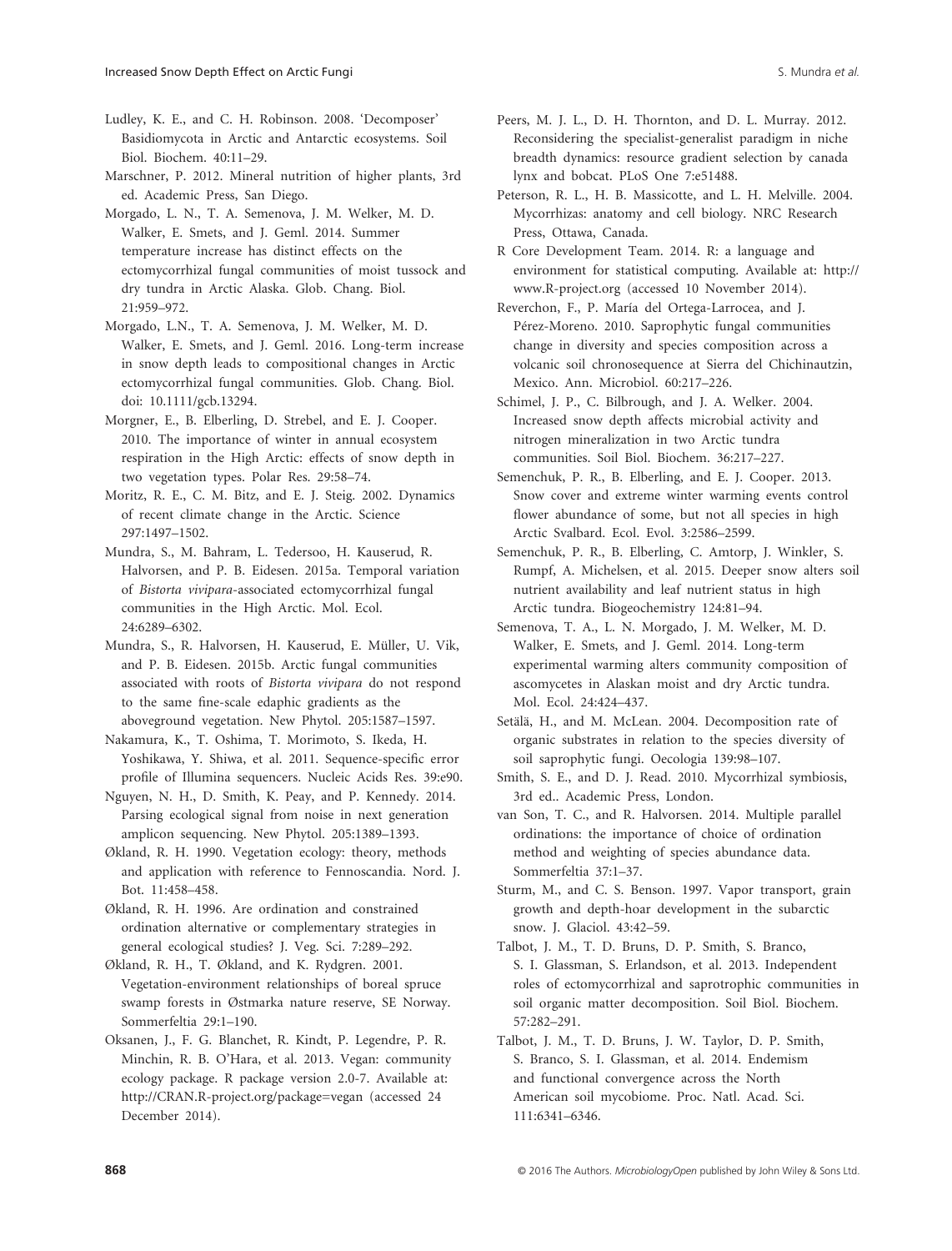Ludley, K. E., and C. H. Robinson. 2008. 'Decomposer' Basidiomycota in Arctic and Antarctic ecosystems. Soil Biol. Biochem. 40:11–29.

Marschner, P. 2012. Mineral nutrition of higher plants, 3rd ed. Academic Press, San Diego.

Morgado, L. N., T. A. Semenova, J. M. Welker, M. D. Walker, E. Smets, and J. Geml. 2014. Summer temperature increase has distinct effects on the ectomycorrhizal fungal communities of moist tussock and dry tundra in Arctic Alaska. Glob. Chang. Biol. 21:959–972.

Morgado, L.N., T. A. Semenova, J. M. Welker, M. D. Walker, E. Smets, and J. Geml. 2016. Long-term increase in snow depth leads to compositional changes in Arctic ectomycorrhizal fungal communities. Glob. Chang. Biol. doi: 10.1111/gcb.13294.

Morgner, E., B. Elberling, D. Strebel, and E. J. Cooper. 2010. The importance of winter in annual ecosystem respiration in the High Arctic: effects of snow depth in two vegetation types. Polar Res. 29:58–74.

Moritz, R. E., C. M. Bitz, and E. J. Steig. 2002. Dynamics of recent climate change in the Arctic. Science 297:1497–1502.

Mundra, S., M. Bahram, L. Tedersoo, H. Kauserud, R. Halvorsen, and P. B. Eidesen. 2015a. Temporal variation of *Bistorta vivipara*-associated ectomycorrhizal fungal communities in the High Arctic. Mol. Ecol. 24:6289–6302.

Mundra, S., R. Halvorsen, H. Kauserud, E. Müller, U. Vik, and P. B. Eidesen. 2015b. Arctic fungal communities associated with roots of *Bistorta vivipara* do not respond to the same fine-scale edaphic gradients as the aboveground vegetation. New Phytol. 205:1587–1597.

Nakamura, K., T. Oshima, T. Morimoto, S. Ikeda, H. Yoshikawa, Y. Shiwa, et al. 2011. Sequence-specific error profile of Illumina sequencers. Nucleic Acids Res. 39:e90.

Nguyen, N. H., D. Smith, K. Peay, and P. Kennedy. 2014. Parsing ecological signal from noise in next generation amplicon sequencing. New Phytol. 205:1389–1393.

Økland, R. H. 1990. Vegetation ecology: theory, methods and application with reference to Fennoscandia. Nord. J. Bot. 11:458–458.

Økland, R. H. 1996. Are ordination and constrained ordination alternative or complementary strategies in general ecological studies? J. Veg. Sci. 7:289–292.

Økland, R. H., T. Økland, and K. Rydgren. 2001. Vegetation-environment relationships of boreal spruce swamp forests in Østmarka nature reserve, SE Norway. Sommerfeltia 29:1–190.

Oksanen, J., F. G. Blanchet, R. Kindt, P. Legendre, P. R. Minchin, R. B. O'Hara, et al. 2013. Vegan: community ecology package. R package version 2.0-7. Available at: http://CRAN.R-project.org/package=vegan (accessed 24 December 2014).

Peers, M. J. L., D. H. Thornton, and D. L. Murray. 2012. Reconsidering the specialist-generalist paradigm in niche breadth dynamics: resource gradient selection by canada lynx and bobcat. PLoS One 7:e51488.

Peterson, R. L., H. B. Massicotte, and L. H. Melville. 2004. Mycorrhizas: anatomy and cell biology. NRC Research Press, Ottawa, Canada.

R Core Development Team. 2014. R: a language and environment for statistical computing. Available at: http://www.R-project.org (accessed 10 November 2014).

Reverchon, F., P. María del Ortega-Larrocea, and J. Pérez-Moreno. 2010. Saprophytic fungal communities change in diversity and species composition across a volcanic soil chronosequence at Sierra del Chichinautzin, Mexico. Ann. Microbiol. 60:217–226.

Schimel, J. P., C. Bilbrough, and J. A. Welker. 2004. Increased snow depth affects microbial activity and nitrogen mineralization in two Arctic tundra communities. Soil Biol. Biochem. 36:217–227.

Semenchuk, P. R., B. Elberling, and E. J. Cooper. 2013. Snow cover and extreme winter warming events control flower abundance of some, but not all species in high Arctic Svalbard. Ecol. Evol. 3:2586–2599.

Semenchuk, P. R., B. Elberling, C. Amtorp, J. Winkler, S. Rumpf, A. Michelsen, et al. 2015. Deeper snow alters soil nutrient availability and leaf nutrient status in high Arctic tundra. Biogeochemistry 124:81–94.

Semenova, T. A., L. N. Morgado, J. M. Welker, M. D. Walker, E. Smets, and J. Geml. 2014. Long-term experimental warming alters community composition of ascomycetes in Alaskan moist and dry Arctic tundra. Mol. Ecol. 24:424–437.

Setälä, H., and M. McLean. 2004. Decomposition rate of organic substrates in relation to the species diversity of soil saprophytic fungi. Oecologia 139:98–107.

Smith, S. E., and D. J. Read. 2010. Mycorrhizal symbiosis, 3rd ed.. Academic Press, London.

van Son, T. C., and R. Halvorsen. 2014. Multiple parallel ordinations: the importance of choice of ordination method and weighting of species abundance data. Sommerfeltia 37:1–37.

Sturm, M., and C. S. Benson. 1997. Vapor transport, grain growth and depth-hoar development in the subarctic snow. J. Glaciol. 43:42–59.

Talbot, J. M., T. D. Bruns, D. P. Smith, S. Branco, S. I. Glassman, S. Erlandson, et al. 2013. Independent roles of ectomycorrhizal and saprotrophic communities in soil organic matter decomposition. Soil Biol. Biochem. 57:282–291.

Talbot, J. M., T. D. Bruns, J. W. Taylor, D. P. Smith, S. Branco, S. I. Glassman, et al. 2014. Endemism and functional convergence across the North American soil mycobiome. Proc. Natl. Acad. Sci. 111:6341–6346.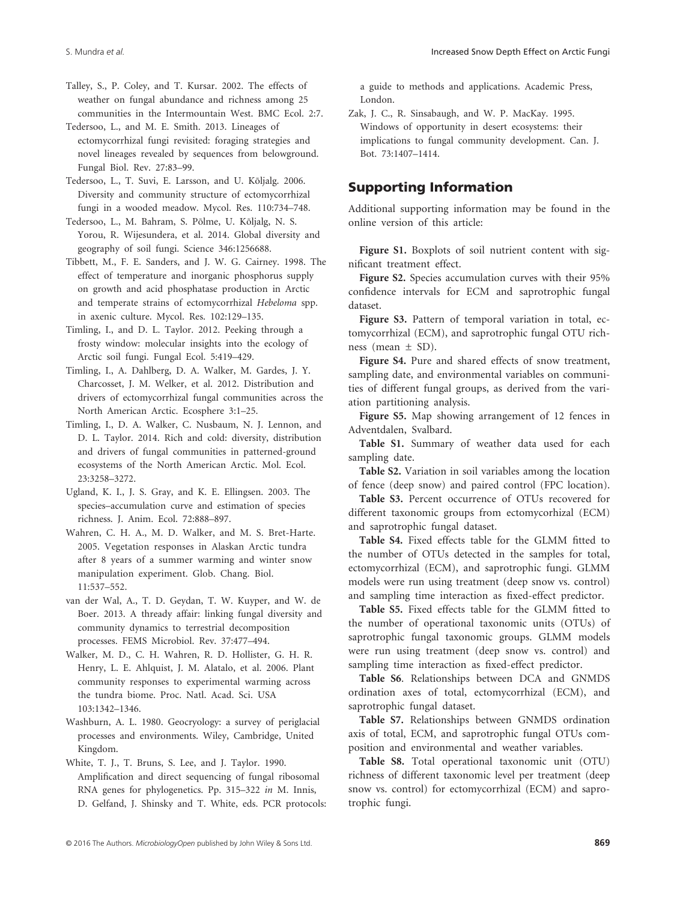Talley, S., P. Coley, and T. Kursar. 2002. The effects of weather on fungal abundance and richness among 25 communities in the Intermountain West. BMC Ecol. 2:7.

Tedersoo, L., and M. E. Smith. 2013. Lineages of ectomycorrhizal fungi revisited: foraging strategies and novel lineages revealed by sequences from belowground. Fungal Biol. Rev. 27:83–99.

Tedersoo, L., T. Suvi, E. Larsson, and U. Kõljalg. 2006. Diversity and community structure of ectomycorrhizal fungi in a wooded meadow. Mycol. Res. 110:734–748.

Tedersoo, L., M. Bahram, S. Põlme, U. Kõljalg, N. S. Yorou, R. Wijesundera, et al. 2014. Global diversity and geography of soil fungi. Science 346:1256688.

Tibbett, M., F. E. Sanders, and J. W. G. Cairney. 1998. The effect of temperature and inorganic phosphorus supply on growth and acid phosphatase production in Arctic and temperate strains of ectomycorrhizal *Hebeloma* spp. in axenic culture. Mycol. Res. 102:129–135.

Timling, I., and D. L. Taylor. 2012. Peeking through a frosty window: molecular insights into the ecology of Arctic soil fungi. Fungal Ecol. 5:419–429.

Timling, I., A. Dahlberg, D. A. Walker, M. Gardes, J. Y. Charcosset, J. M. Welker, et al. 2012. Distribution and drivers of ectomycorrhizal fungal communities across the North American Arctic. Ecosphere 3:1–25.

Timling, I., D. A. Walker, C. Nusbaum, N. J. Lennon, and D. L. Taylor. 2014. Rich and cold: diversity, distribution and drivers of fungal communities in patterned-ground ecosystems of the North American Arctic. Mol. Ecol. 23:3258–3272.

Ugland, K. I., J. S. Gray, and K. E. Ellingsen. 2003. The species–accumulation curve and estimation of species richness. J. Anim. Ecol. 72:888–897.

Wahren, C. H. A., M. D. Walker, and M. S. Bret-Harte. 2005. Vegetation responses in Alaskan Arctic tundra after 8 years of a summer warming and winter snow manipulation experiment. Glob. Chang. Biol. 11:537–552.

van der Wal, A., T. D. Geydan, T. W. Kuyper, and W. de Boer. 2013. A thready affair: linking fungal diversity and community dynamics to terrestrial decomposition processes. FEMS Microbiol. Rev. 37:477–494.

Walker, M. D., C. H. Wahren, R. D. Hollister, G. H. R. Henry, L. E. Ahlquist, J. M. Alatalo, et al. 2006. Plant community responses to experimental warming across the tundra biome. Proc. Natl. Acad. Sci. USA 103:1342–1346.

Washburn, A. L. 1980. Geocryology: a survey of periglacial processes and environments. Wiley, Cambridge, United Kingdom.

White, T. J., T. Bruns, S. Lee, and J. Taylor. 1990. Amplification and direct sequencing of fungal ribosomal RNA genes for phylogenetics. Pp. 315–322 *in* M. Innis, D. Gelfand, J. Shinsky and T. White, eds. PCR protocols: a guide to methods and applications. Academic Press, London.

Zak, J. C., R. Sinsabaugh, and W. P. MacKay. 1995. Windows of opportunity in desert ecosystems: their implications to fungal community development. Can. J. Bot. 73:1407–1414.

## Supporting Information

Additional supporting information may be found in the online version of this article:

**Figure S1.** Boxplots of soil nutrient content with significant treatment effect.

**Figure S2.** Species accumulation curves with their 95% confidence intervals for ECM and saprotrophic fungal dataset.

**Figure S3.** Pattern of temporal variation in total, ectomycorrhizal (ECM), and saprotrophic fungal OTU richness (mean ± SD).

**Figure S4.** Pure and shared effects of snow treatment, sampling date, and environmental variables on communities of different fungal groups, as derived from the variation partitioning analysis.

**Figure S5.** Map showing arrangement of 12 fences in Adventdalen, Svalbard.

**Table S1.** Summary of weather data used for each sampling date.

**Table S2.** Variation in soil variables among the location of fence (deep snow) and paired control (FPC location).

**Table S3.** Percent occurrence of OTUs recovered for different taxonomic groups from ectomycorhizal (ECM) and saprotrophic fungal dataset.

**Table S4.** Fixed effects table for the GLMM fitted to the number of OTUs detected in the samples for total, ectomycorrhizal (ECM), and saprotrophic fungi. GLMM models were run using treatment (deep snow vs. control) and sampling time interaction as fixed-effect predictor.

**Table S5.** Fixed effects table for the GLMM fitted to the number of operational taxonomic units (OTUs) of saprotrophic fungal taxonomic groups. GLMM models were run using treatment (deep snow vs. control) and sampling time interaction as fixed-effect predictor.

**Table S6**. Relationships between DCA and GNMDS ordination axes of total, ectomycorrhizal (ECM), and saprotrophic fungal dataset.

**Table S7.** Relationships between GNMDS ordination axis of total, ECM, and saprotrophic fungal OTUs composition and environmental and weather variables.

**Table S8.** Total operational taxonomic unit (OTU) richness of different taxonomic level per treatment (deep snow vs. control) for ectomycorrhizal (ECM) and saprotrophic fungi.